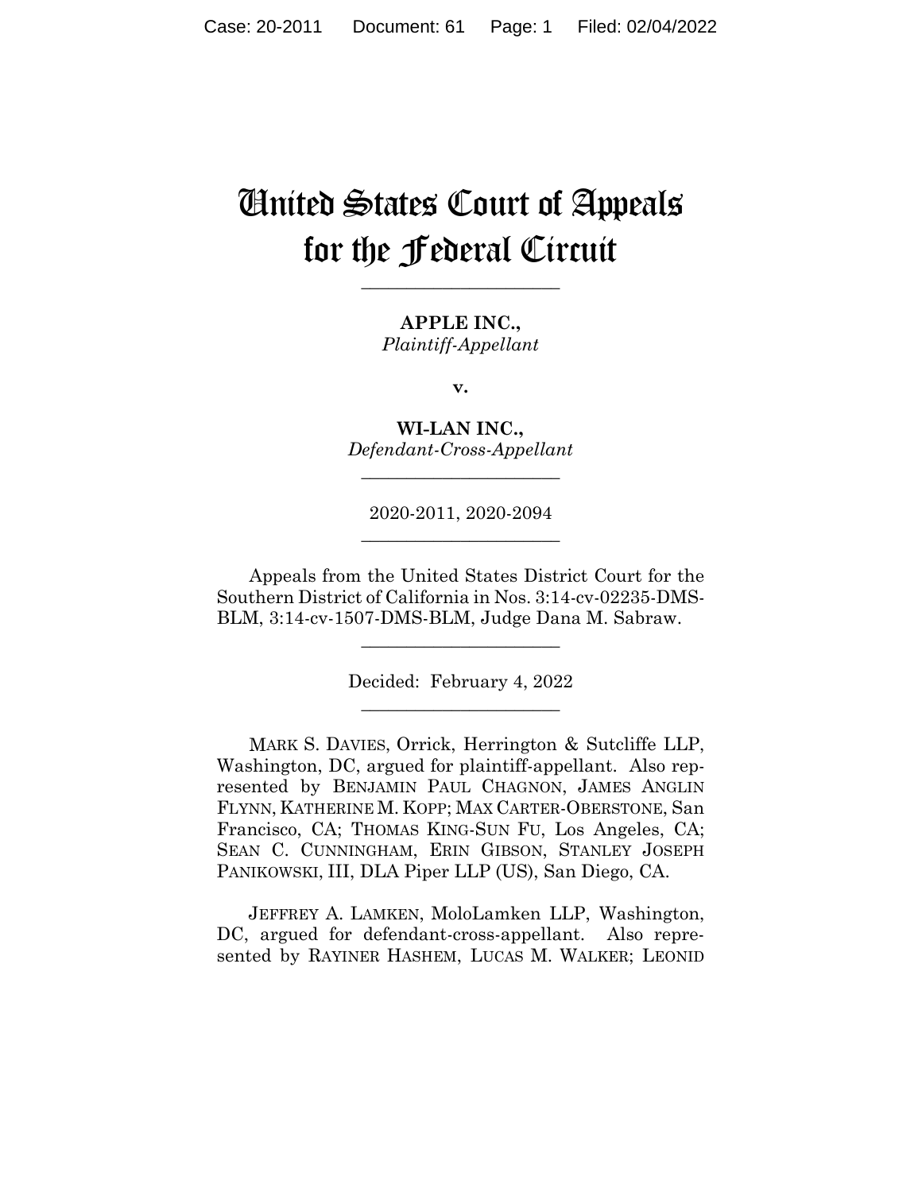# United States Court of Appeals for the Federal Circuit

______________________

**APPLE INC.,**
*Plaintiff-Appellant*

**v.**

**WI-LAN INC.,**
*Defendant-Cross-Appellant*

______________________

2020-2011, 2020-2094

______________________

Appeals from the United States District Court for the Southern District of California in Nos. 3:14-cv-02235-DMS-BLM, 3:14-cv-1507-DMS-BLM, Judge Dana M. Sabraw.

______________________

Decided: February 4, 2022

______________________

MARK S. DAVIES, Orrick, Herrington & Sutcliffe LLP, Washington, DC, argued for plaintiff-appellant. Also represented by BENJAMIN PAUL CHAGNON, JAMES ANGLIN FLYNN, KATHERINE M. KOPP; MAX CARTER-OBERSTONE, San Francisco, CA; THOMAS KING-SUN FU, Los Angeles, CA; SEAN C. CUNNINGHAM, ERIN GIBSON, STANLEY JOSEPH PANIKOWSKI, III, DLA Piper LLP (US), San Diego, CA.

JEFFREY A. LAMKEN, MoloLamken LLP, Washington, DC, argued for defendant-cross-appellant. Also represented by RAYINER HASHEM, LUCAS M. WALKER; LEONID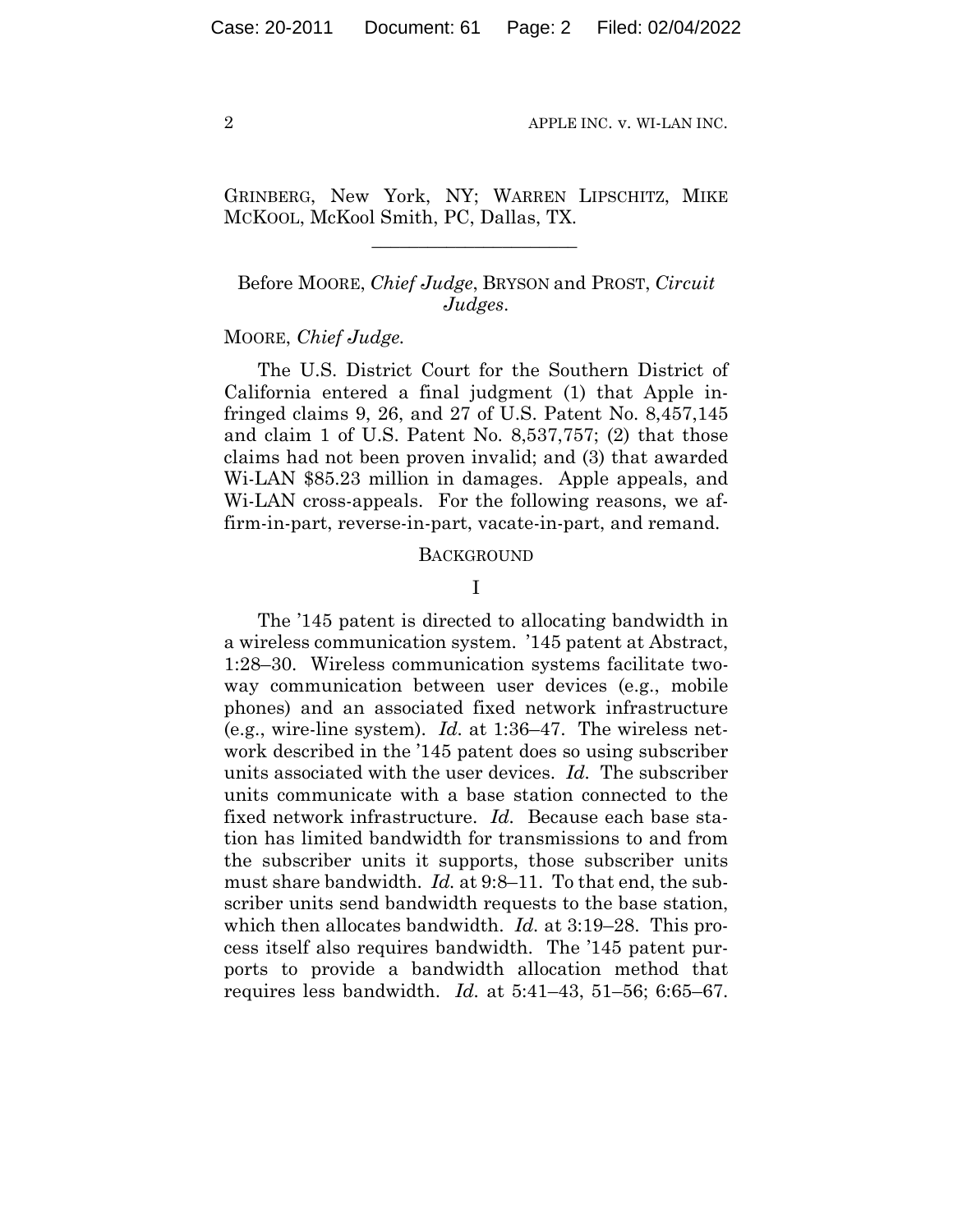GRINBERG, New York, NY; WARREN LIPSCHITZ, MIKE MCKOOL, McKool Smith, PC, Dallas, TX.

---

Before MOORE, *Chief Judge*, BRYSON and PROST, *Circuit Judges*.

MOORE, *Chief Judge*.

The U.S. District Court for the Southern District of California entered a final judgment (1) that Apple infringed claims 9, 26, and 27 of U.S. Patent No. 8,457,145 and claim 1 of U.S. Patent No. 8,537,757; (2) that those claims had not been proven invalid; and (3) that awarded Wi-LAN $85.23 million in damages. Apple appeals, and Wi-LAN cross-appeals. For the following reasons, we affirm-in-part, reverse-in-part, vacate-in-part, and remand.

## BACKGROUND

### I

The '145 patent is directed to allocating bandwidth in a wireless communication system. '145 patent at Abstract, 1:28–30. Wireless communication systems facilitate two-way communication between user devices (e.g., mobile phones) and an associated fixed network infrastructure (e.g., wire-line system). *Id.* at 1:36–47. The wireless network described in the '145 patent does so using subscriber units associated with the user devices. *Id.* The subscriber units communicate with a base station connected to the fixed network infrastructure. *Id.* Because each base station has limited bandwidth for transmissions to and from the subscriber units it supports, those subscriber units must share bandwidth. *Id.* at 9:8–11. To that end, the subscriber units send bandwidth requests to the base station, which then allocates bandwidth. *Id.* at 3:19–28. This process itself also requires bandwidth. The '145 patent purports to provide a bandwidth allocation method that requires less bandwidth. *Id.* at 5:41–43, 51–56; 6:65–67.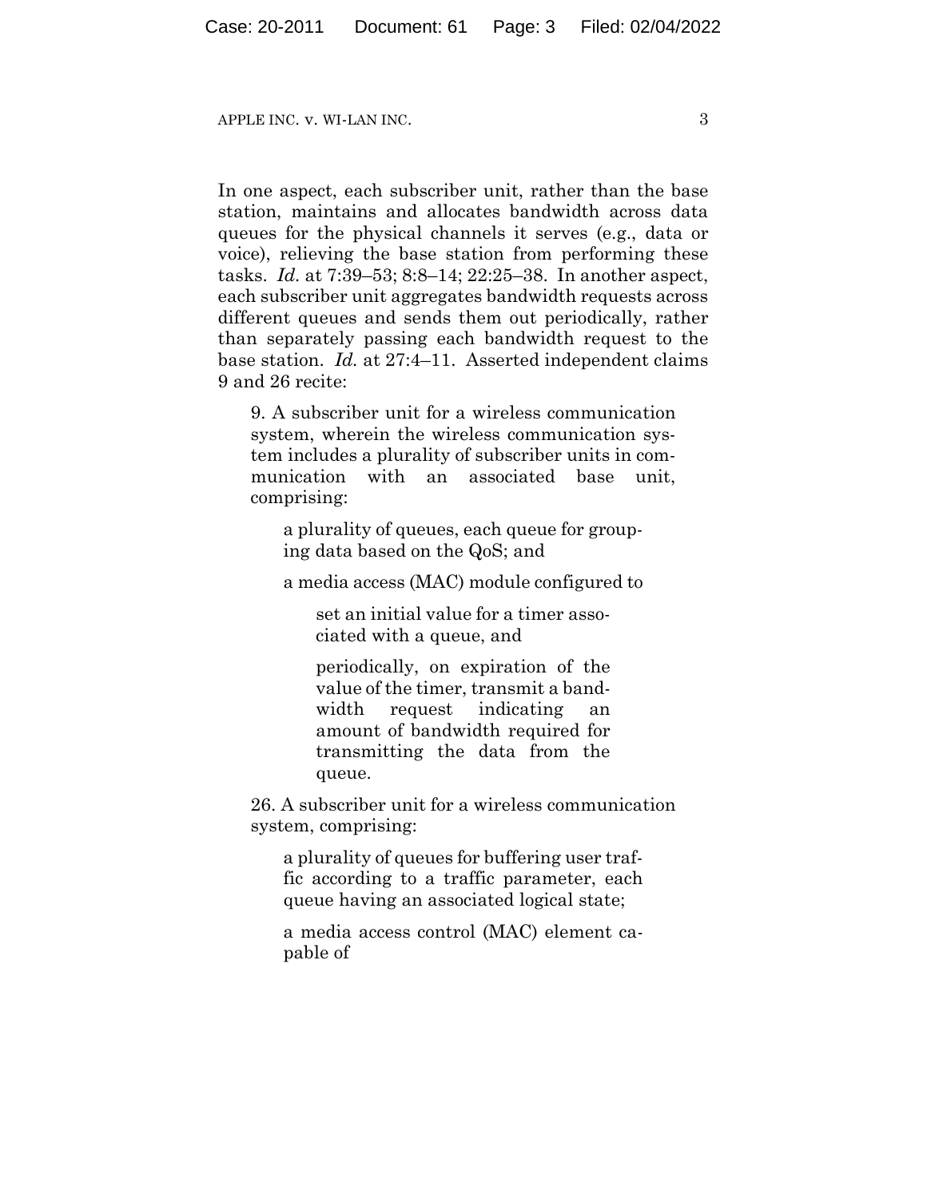In one aspect, each subscriber unit, rather than the base station, maintains and allocates bandwidth across data queues for the physical channels it serves (e.g., data or voice), relieving the base station from performing these tasks. *Id.* at 7:39–53; 8:8–14; 22:25–38. In another aspect, each subscriber unit aggregates bandwidth requests across different queues and sends them out periodically, rather than separately passing each bandwidth request to the base station. *Id.* at 27:4–11. Asserted independent claims 9 and 26 recite:

> 9. A subscriber unit for a wireless communication system, wherein the wireless communication system includes a plurality of subscriber units in communication with an associated base unit, comprising:
>
> > a plurality of queues, each queue for grouping data based on the QoS; and
> >
> > a media access (MAC) module configured to
> >
> > > set an initial value for a timer associated with a queue, and
> > >
> > > periodically, on expiration of the value of the timer, transmit a bandwidth request indicating an amount of bandwidth required for transmitting the data from the queue.
>
> 26. A subscriber unit for a wireless communication system, comprising:
>
> > a plurality of queues for buffering user traffic according to a traffic parameter, each queue having an associated logical state;
> >
> > a media access control (MAC) element capable of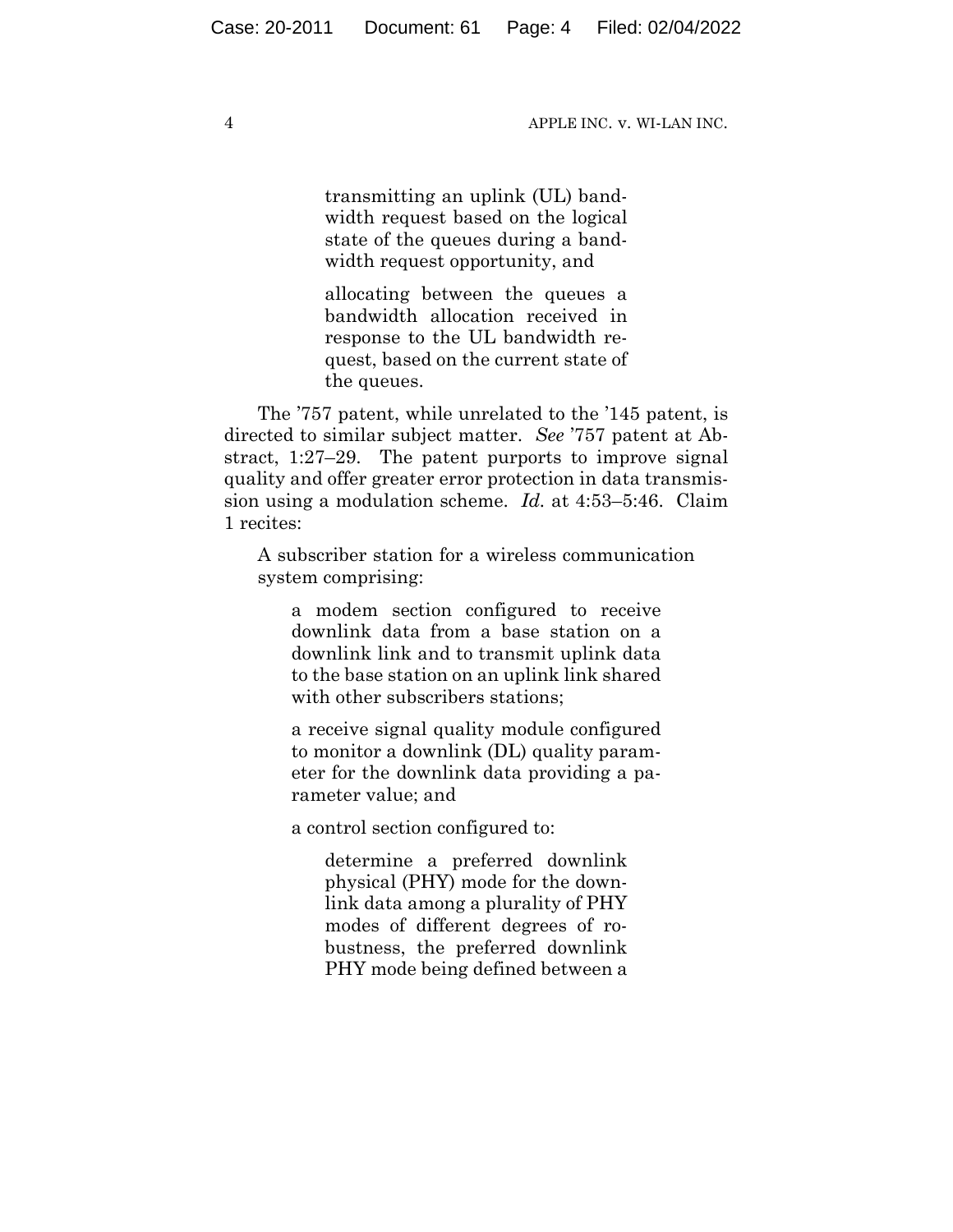> > transmitting an uplink (UL) bandwidth request based on the logical state of the queues during a bandwidth request opportunity, and
> >
> > allocating between the queues a bandwidth allocation received in response to the UL bandwidth request, based on the current state of the queues.

The ’757 patent, while unrelated to the ’145 patent, is directed to similar subject matter. *See* ’757 patent at Abstract, 1:27–29. The patent purports to improve signal quality and offer greater error protection in data transmission using a modulation scheme. *Id.* at 4:53–5:46. Claim 1 recites:

> A subscriber station for a wireless communication system comprising:
>
> > a modem section configured to receive downlink data from a base station on a downlink link and to transmit uplink data to the base station on an uplink link shared with other subscribers stations;
> >
> > a receive signal quality module configured to monitor a downlink (DL) quality parameter for the downlink data providing a parameter value; and
> >
> > a control section configured to:
> >
> > > determine a preferred downlink physical (PHY) mode for the downlink data among a plurality of PHY modes of different degrees of robustness, the preferred downlink PHY mode being defined between a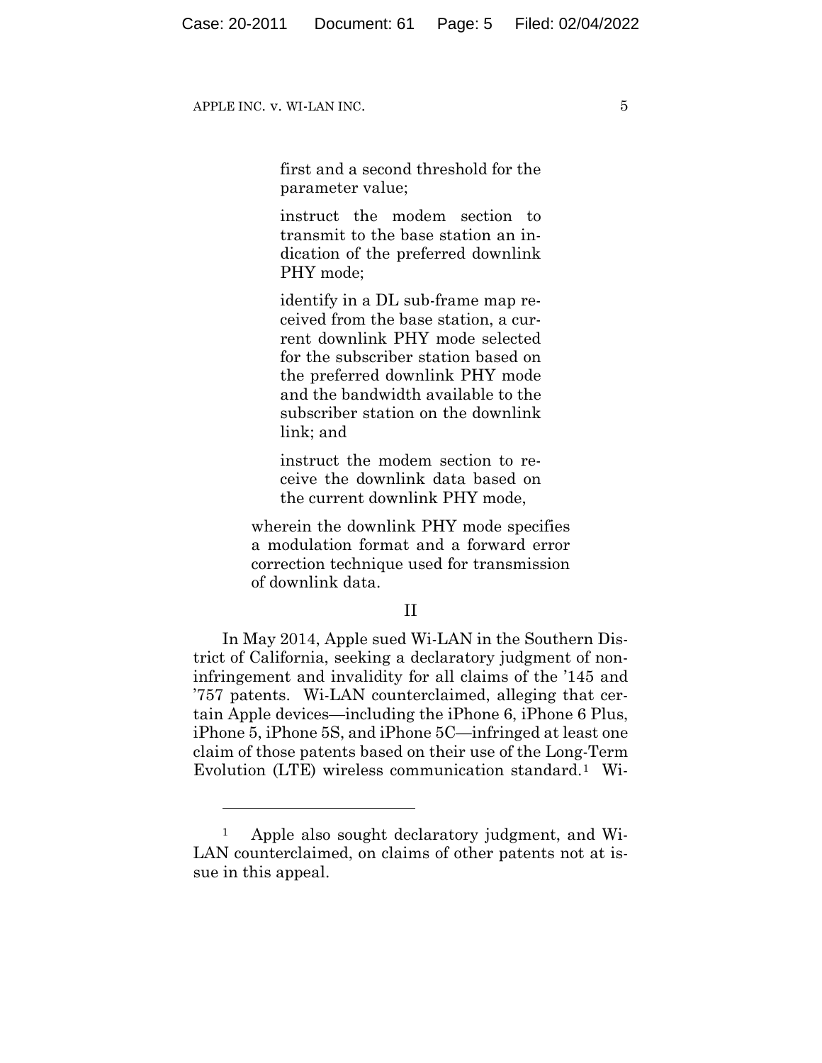> > first and a second threshold for the parameter value;
> >
> > instruct the modem section to transmit to the base station an indication of the preferred downlink PHY mode;
> >
> > identify in a DL sub-frame map received from the base station, a current downlink PHY mode selected for the subscriber station based on the preferred downlink PHY mode and the bandwidth available to the subscriber station on the downlink link; and
> >
> > instruct the modem section to receive the downlink data based on the current downlink PHY mode,
>
> wherein the downlink PHY mode specifies a modulation format and a forward error correction technique used for transmission of downlink data.

## II

In May 2014, Apple sued Wi-LAN in the Southern District of California, seeking a declaratory judgment of non-infringement and invalidity for all claims of the '145 and '757 patents. Wi-LAN counterclaimed, alleging that certain Apple devices—including the iPhone 6, iPhone 6 Plus, iPhone 5, iPhone 5S, and iPhone 5C—infringed at least one claim of those patents based on their use of the Long-Term Evolution (LTE) wireless communication standard.[1] Wi-

---

[1] Apple also sought declaratory judgment, and Wi-LAN counterclaimed, on claims of other patents not at issue in this appeal.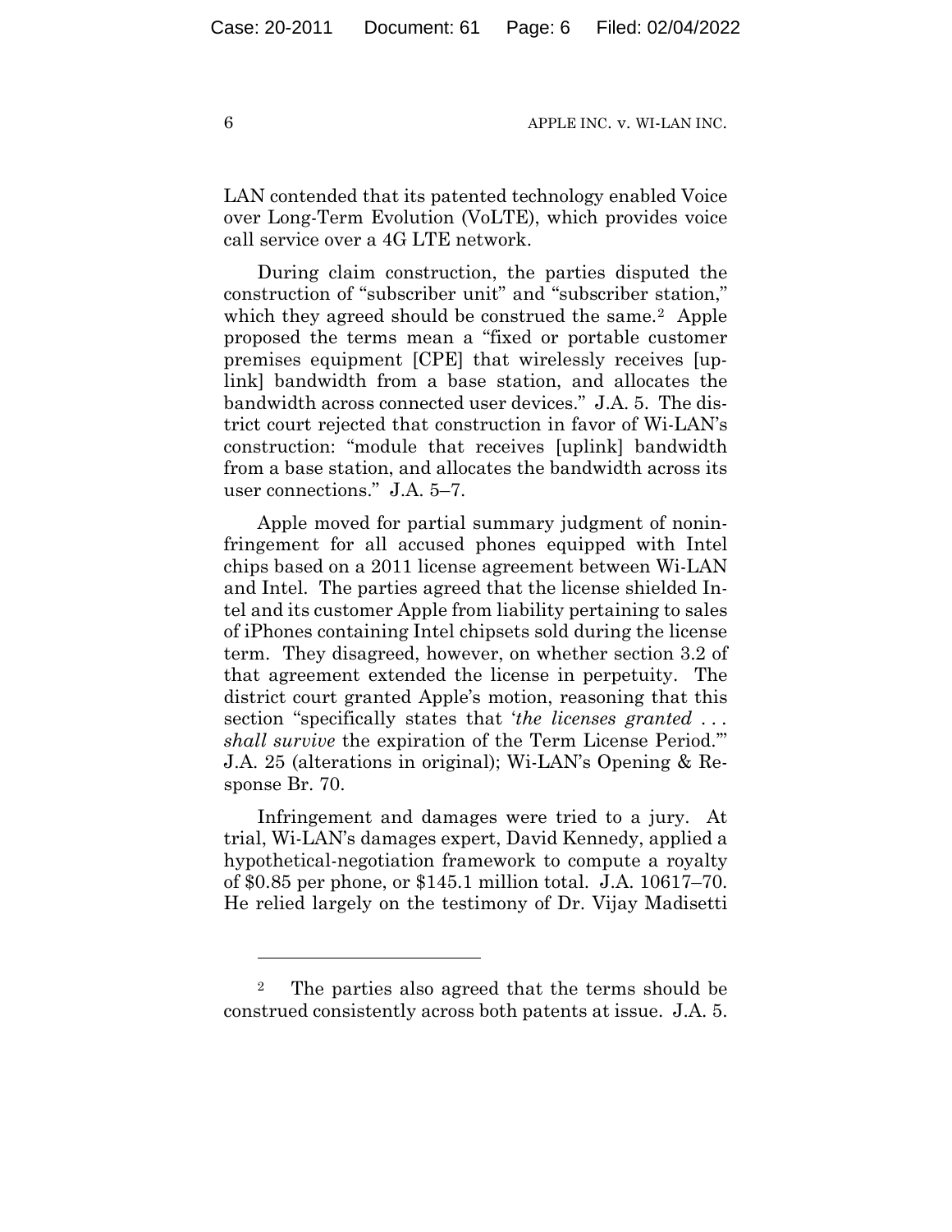LAN contended that its patented technology enabled Voice over Long-Term Evolution (VoLTE), which provides voice call service over a 4G LTE network.

During claim construction, the parties disputed the construction of "subscriber unit" and "subscriber station," which they agreed should be construed the same.[2] Apple proposed the terms mean a "fixed or portable customer premises equipment [CPE] that wirelessly receives [uplink] bandwidth from a base station, and allocates the bandwidth across connected user devices." J.A. 5. The district court rejected that construction in favor of Wi-LAN's construction: "module that receives [uplink] bandwidth from a base station, and allocates the bandwidth across its user connections." J.A. 5–7.

Apple moved for partial summary judgment of noninfringement for all accused phones equipped with Intel chips based on a 2011 license agreement between Wi-LAN and Intel. The parties agreed that the license shielded Intel and its customer Apple from liability pertaining to sales of iPhones containing Intel chipsets sold during the license term. They disagreed, however, on whether section 3.2 of that agreement extended the license in perpetuity. The district court granted Apple's motion, reasoning that this section "specifically states that '*the licenses granted . . . shall survive* the expiration of the Term License Period.'" J.A. 25 (alterations in original); Wi-LAN's Opening & Response Br. 70.

Infringement and damages were tried to a jury. At trial, Wi-LAN's damages expert, David Kennedy, applied a hypothetical-negotiation framework to compute a royalty of $0.85 per phone, or $145.1 million total. J.A. 10617–70. He relied largely on the testimony of Dr. Vijay Madisetti

[2] The parties also agreed that the terms should be construed consistently across both patents at issue. J.A. 5.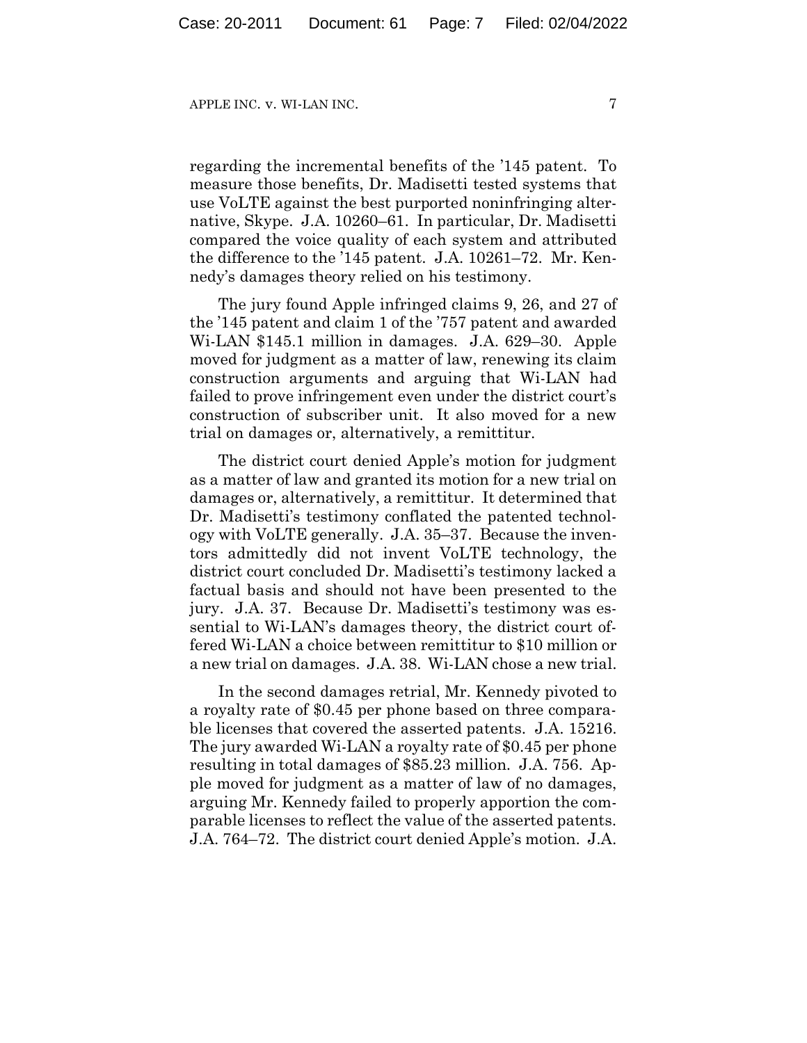regarding the incremental benefits of the '145 patent. To measure those benefits, Dr. Madisetti tested systems that use VoLTE against the best purported noninfringing alternative, Skype. J.A. 10260–61. In particular, Dr. Madisetti compared the voice quality of each system and attributed the difference to the '145 patent. J.A. 10261–72. Mr. Kennedy's damages theory relied on his testimony.

The jury found Apple infringed claims 9, 26, and 27 of the '145 patent and claim 1 of the '757 patent and awarded Wi-LAN $145.1 million in damages. J.A. 629–30. Apple moved for judgment as a matter of law, renewing its claim construction arguments and arguing that Wi-LAN had failed to prove infringement even under the district court's construction of subscriber unit. It also moved for a new trial on damages or, alternatively, a remittitur.

The district court denied Apple's motion for judgment as a matter of law and granted its motion for a new trial on damages or, alternatively, a remittitur. It determined that Dr. Madisetti's testimony conflated the patented technology with VoLTE generally. J.A. 35–37. Because the inventors admittedly did not invent VoLTE technology, the district court concluded Dr. Madisetti's testimony lacked a factual basis and should not have been presented to the jury. J.A. 37. Because Dr. Madisetti's testimony was essential to Wi-LAN's damages theory, the district court offered Wi-LAN a choice between remittitur to $10 million or a new trial on damages. J.A. 38. Wi-LAN chose a new trial.

In the second damages retrial, Mr. Kennedy pivoted to a royalty rate of $0.45 per phone based on three comparable licenses that covered the asserted patents. J.A. 15216. The jury awarded Wi-LAN a royalty rate of $0.45 per phone resulting in total damages of $85.23 million. J.A. 756. Apple moved for judgment as a matter of law of no damages, arguing Mr. Kennedy failed to properly apportion the comparable licenses to reflect the value of the asserted patents. J.A. 764–72. The district court denied Apple's motion. J.A.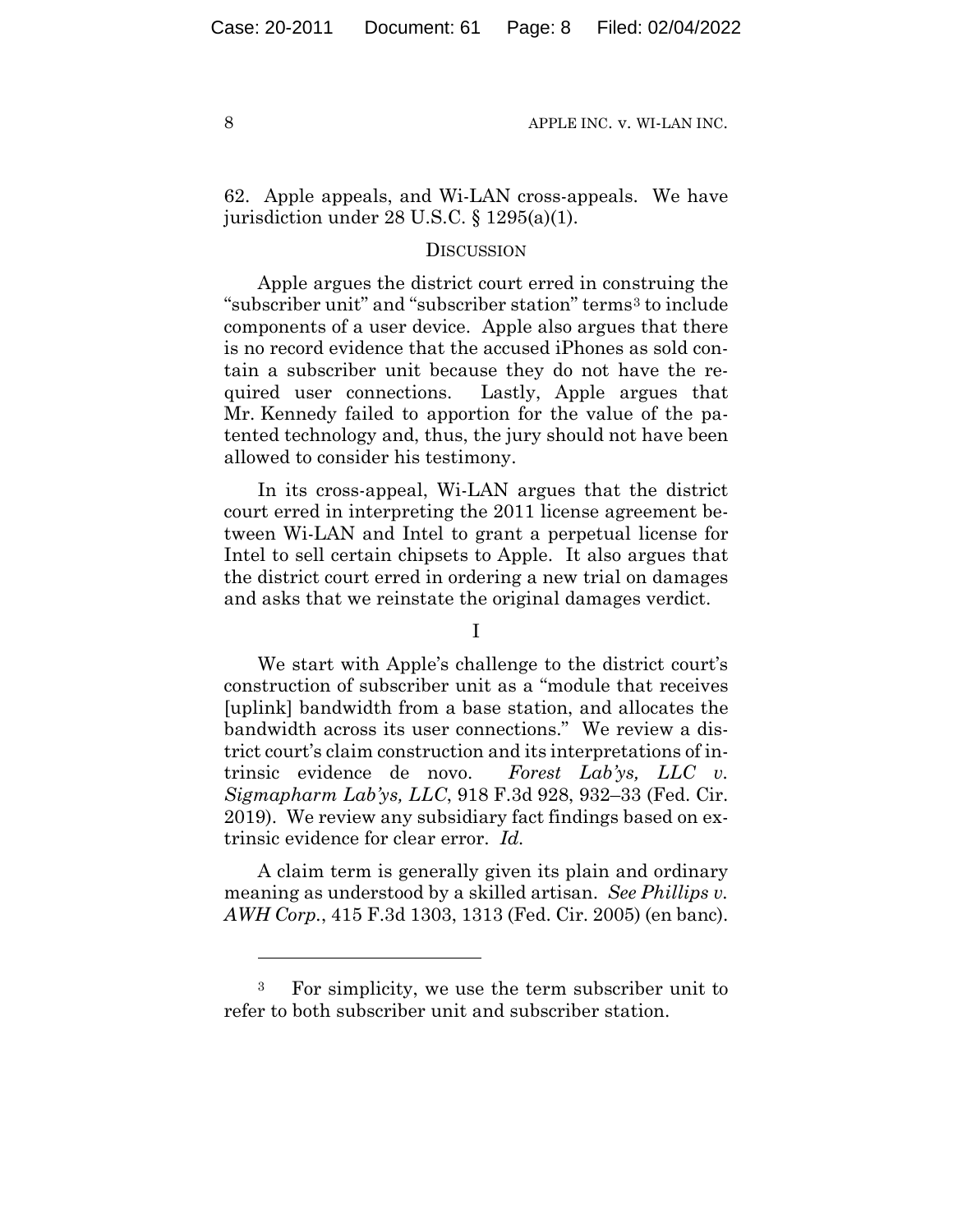62. Apple appeals, and Wi-LAN cross-appeals. We have jurisdiction under 28 U.S.C. § 1295(a)(1).

## DISCUSSION

Apple argues the district court erred in construing the "subscriber unit" and "subscriber station" terms[3] to include components of a user device. Apple also argues that there is no record evidence that the accused iPhones as sold contain a subscriber unit because they do not have the required user connections. Lastly, Apple argues that Mr. Kennedy failed to apportion for the value of the patented technology and, thus, the jury should not have been allowed to consider his testimony.

In its cross-appeal, Wi-LAN argues that the district court erred in interpreting the 2011 license agreement between Wi-LAN and Intel to grant a perpetual license for Intel to sell certain chipsets to Apple. It also argues that the district court erred in ordering a new trial on damages and asks that we reinstate the original damages verdict.

### I

We start with Apple's challenge to the district court's construction of subscriber unit as a "module that receives [uplink] bandwidth from a base station, and allocates the bandwidth across its user connections." We review a district court's claim construction and its interpretations of intrinsic evidence de novo. *Forest Lab'ys, LLC v. Sigmapharm Lab'ys, LLC*, 918 F.3d 928, 932–33 (Fed. Cir. 2019). We review any subsidiary fact findings based on extrinsic evidence for clear error. *Id.*

A claim term is generally given its plain and ordinary meaning as understood by a skilled artisan. *See Phillips v. AWH Corp.*, 415 F.3d 1303, 1313 (Fed. Cir. 2005) (en banc).

---

[3] For simplicity, we use the term subscriber unit to refer to both subscriber unit and subscriber station.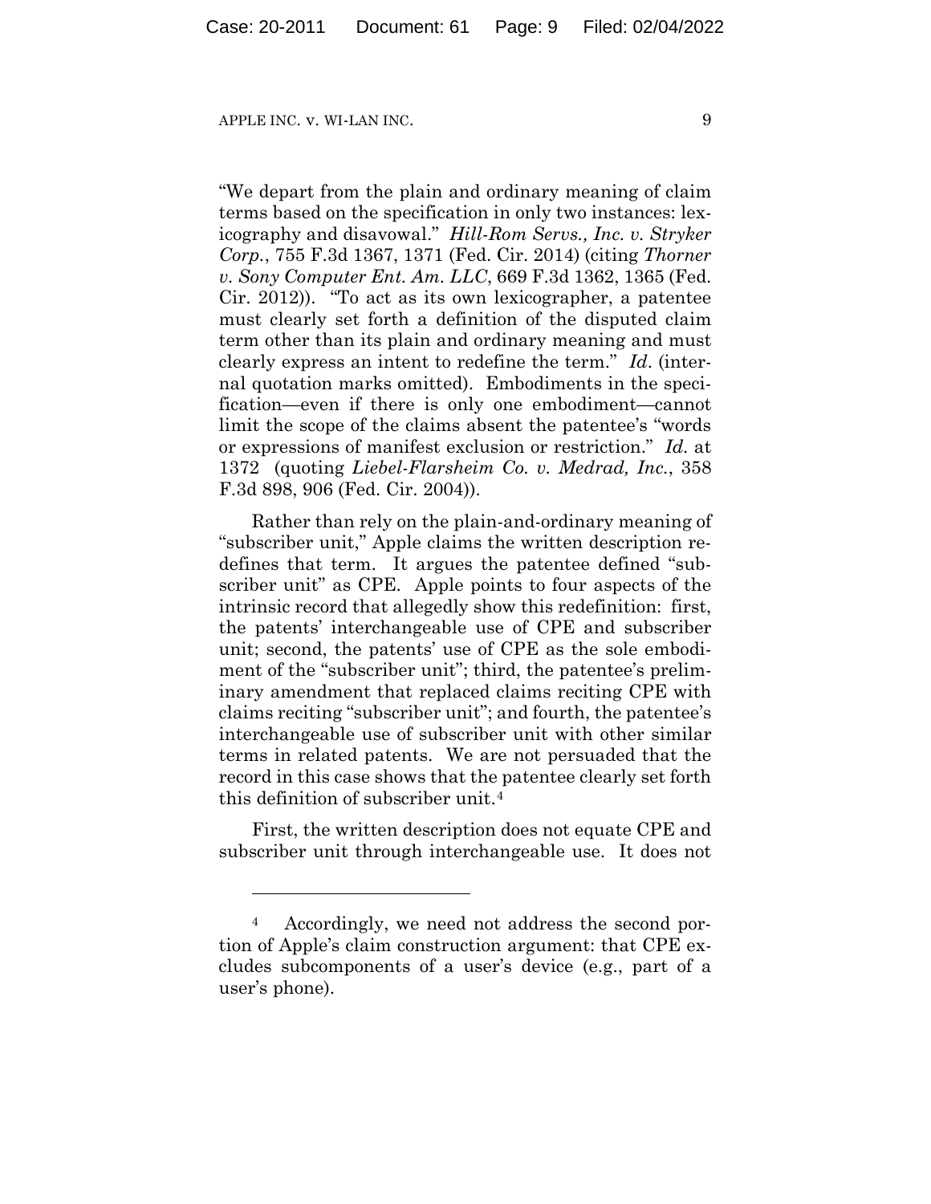"We depart from the plain and ordinary meaning of claim terms based on the specification in only two instances: lexicography and disavowal." *Hill-Rom Servs., Inc. v. Stryker Corp.*, 755 F.3d 1367, 1371 (Fed. Cir. 2014) (citing *Thorner v. Sony Computer Ent. Am. LLC*, 669 F.3d 1362, 1365 (Fed. Cir. 2012)). "To act as its own lexicographer, a patentee must clearly set forth a definition of the disputed claim term other than its plain and ordinary meaning and must clearly express an intent to redefine the term." *Id*. (internal quotation marks omitted). Embodiments in the specification—even if there is only one embodiment—cannot limit the scope of the claims absent the patentee's "words or expressions of manifest exclusion or restriction." *Id.* at 1372 (quoting *Liebel-Flarsheim Co. v. Medrad, Inc.*, 358 F.3d 898, 906 (Fed. Cir. 2004)).

Rather than rely on the plain-and-ordinary meaning of "subscriber unit," Apple claims the written description redefines that term. It argues the patentee defined "subscriber unit" as CPE. Apple points to four aspects of the intrinsic record that allegedly show this redefinition: first, the patents' interchangeable use of CPE and subscriber unit; second, the patents' use of CPE as the sole embodiment of the "subscriber unit"; third, the patentee's preliminary amendment that replaced claims reciting CPE with claims reciting "subscriber unit"; and fourth, the patentee's interchangeable use of subscriber unit with other similar terms in related patents. We are not persuaded that the record in this case shows that the patentee clearly set forth this definition of subscriber unit.[4]

First, the written description does not equate CPE and subscriber unit through interchangeable use. It does not

[4] Accordingly, we need not address the second portion of Apple's claim construction argument: that CPE excludes subcomponents of a user's device (e.g., part of a user's phone).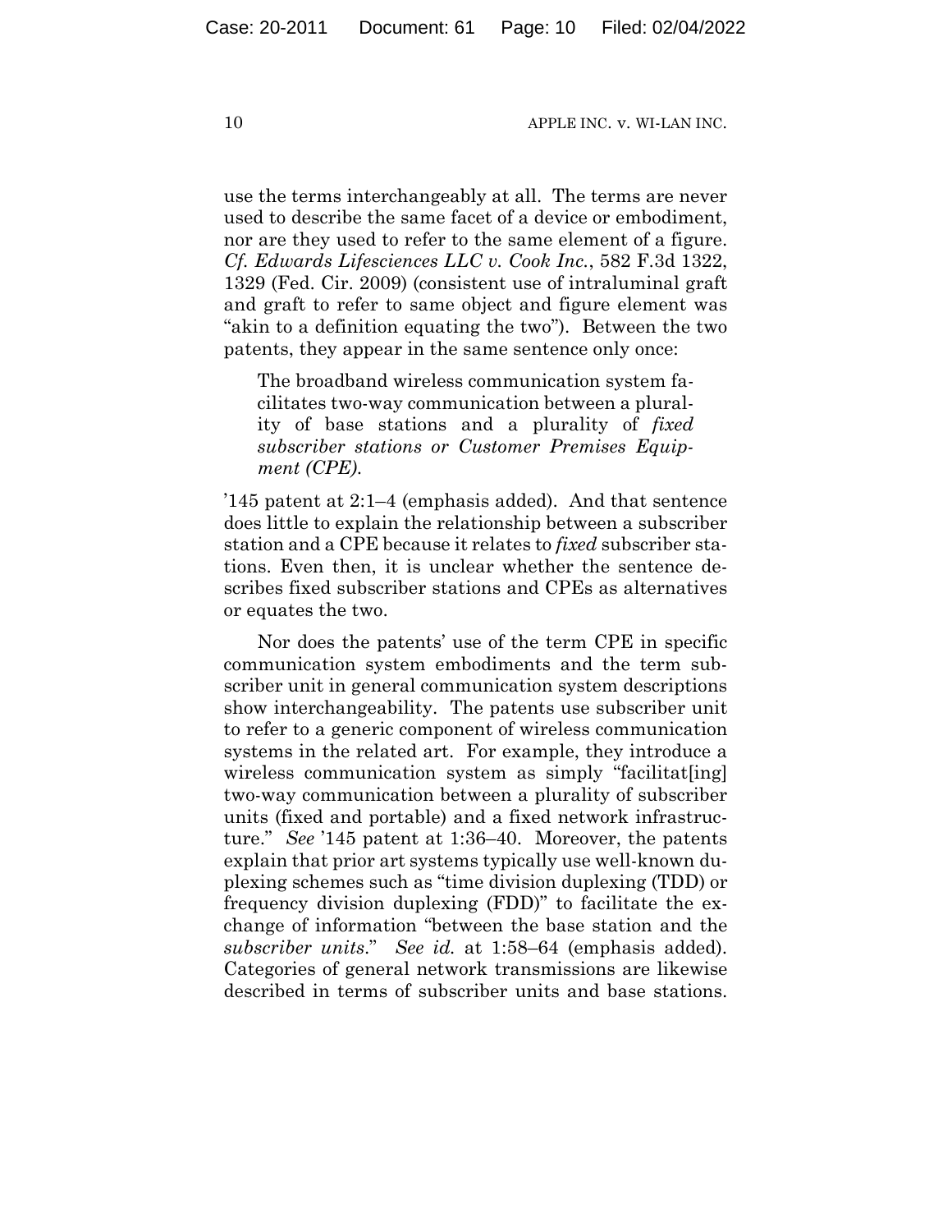use the terms interchangeably at all. The terms are never used to describe the same facet of a device or embodiment, nor are they used to refer to the same element of a figure. *Cf. Edwards Lifesciences LLC v. Cook Inc.*, 582 F.3d 1322, 1329 (Fed. Cir. 2009) (consistent use of intraluminal graft and graft to refer to same object and figure element was "akin to a definition equating the two"). Between the two patents, they appear in the same sentence only once:

> The broadband wireless communication system facilitates two-way communication between a plurality of base stations and a plurality of *fixed subscriber stations or Customer Premises Equipment (CPE).*

'145 patent at 2:1–4 (emphasis added). And that sentence does little to explain the relationship between a subscriber station and a CPE because it relates to *fixed* subscriber stations. Even then, it is unclear whether the sentence describes fixed subscriber stations and CPEs as alternatives or equates the two.

Nor does the patents' use of the term CPE in specific communication system embodiments and the term subscriber unit in general communication system descriptions show interchangeability. The patents use subscriber unit to refer to a generic component of wireless communication systems in the related art. For example, they introduce a wireless communication system as simply "facilitat[ing] two-way communication between a plurality of subscriber units (fixed and portable) and a fixed network infrastructure." *See* '145 patent at 1:36–40. Moreover, the patents explain that prior art systems typically use well-known duplexing schemes such as "time division duplexing (TDD) or frequency division duplexing (FDD)" to facilitate the exchange of information "between the base station and the *subscriber units*." *See id.* at 1:58–64 (emphasis added). Categories of general network transmissions are likewise described in terms of subscriber units and base stations.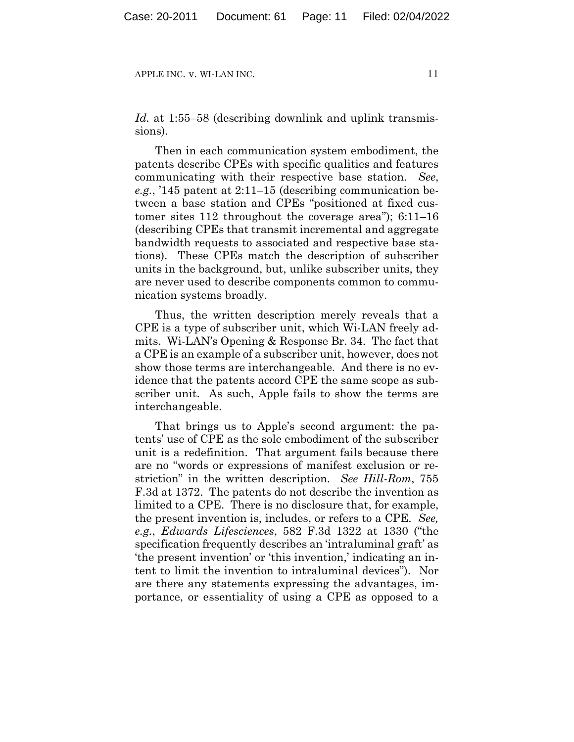*Id.* at 1:55–58 (describing downlink and uplink transmissions).

Then in each communication system embodiment, the patents describe CPEs with specific qualities and features communicating with their respective base station. *See*, *e.g.*, '145 patent at 2:11–15 (describing communication between a base station and CPEs "positioned at fixed customer sites 112 throughout the coverage area"); 6:11–16 (describing CPEs that transmit incremental and aggregate bandwidth requests to associated and respective base stations). These CPEs match the description of subscriber units in the background, but, unlike subscriber units, they are never used to describe components common to communication systems broadly.

Thus, the written description merely reveals that a CPE is a type of subscriber unit, which Wi-LAN freely admits. Wi-LAN's Opening & Response Br. 34. The fact that a CPE is an example of a subscriber unit, however, does not show those terms are interchangeable. And there is no evidence that the patents accord CPE the same scope as subscriber unit. As such, Apple fails to show the terms are interchangeable.

That brings us to Apple's second argument: the patents' use of CPE as the sole embodiment of the subscriber unit is a redefinition. That argument fails because there are no "words or expressions of manifest exclusion or restriction" in the written description. *See Hill-Rom*, 755 F.3d at 1372. The patents do not describe the invention as limited to a CPE. There is no disclosure that, for example, the present invention is, includes, or refers to a CPE. *See, e.g.*, *Edwards Lifesciences*, 582 F.3d 1322 at 1330 ("the specification frequently describes an 'intraluminal graft' as 'the present invention' or 'this invention,' indicating an intent to limit the invention to intraluminal devices"). Nor are there any statements expressing the advantages, importance, or essentiality of using a CPE as opposed to a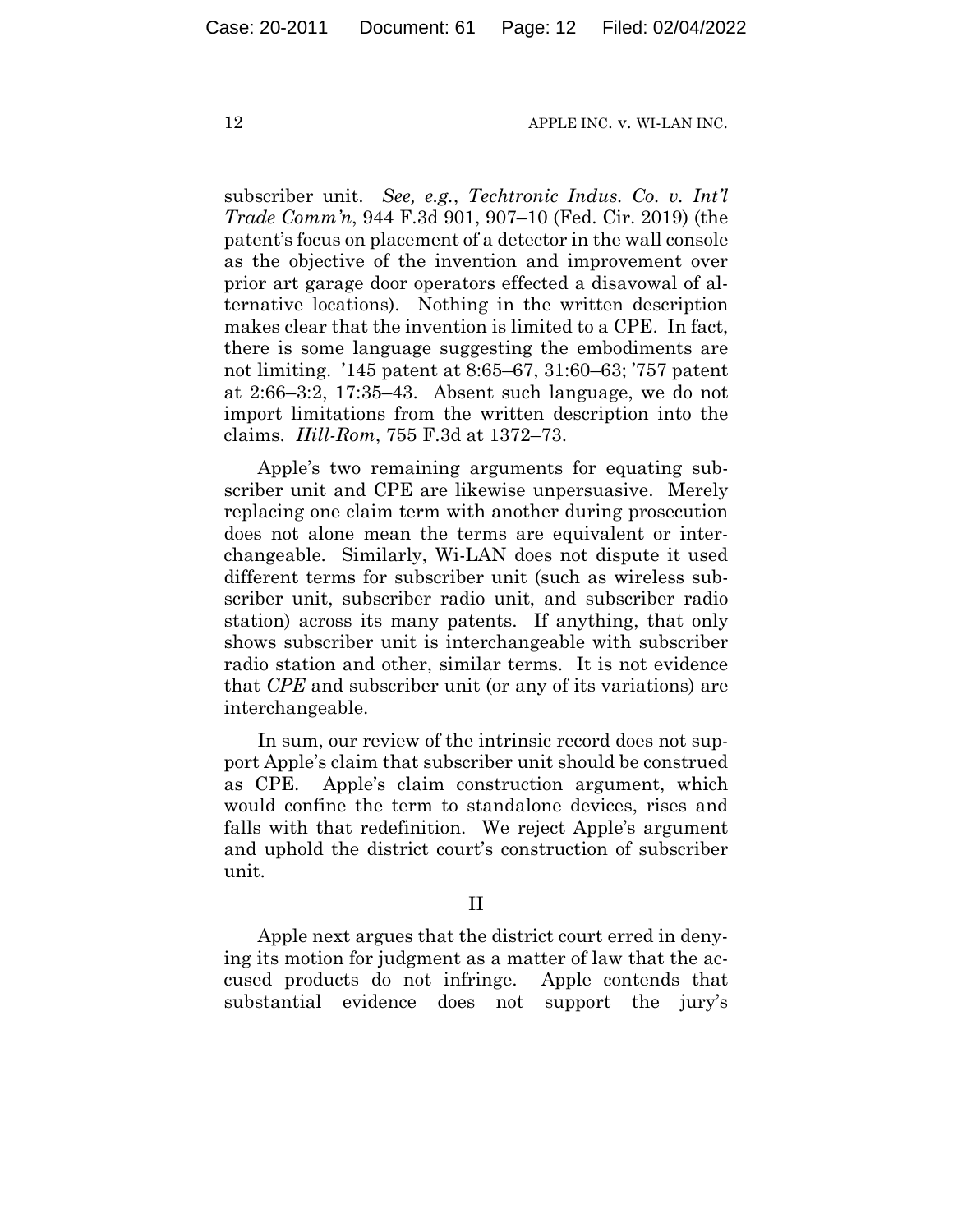subscriber unit. *See, e.g.*, *Techtronic Indus. Co. v. Int'l Trade Comm'n*, 944 F.3d 901, 907–10 (Fed. Cir. 2019) (the patent's focus on placement of a detector in the wall console as the objective of the invention and improvement over prior art garage door operators effected a disavowal of alternative locations). Nothing in the written description makes clear that the invention is limited to a CPE. In fact, there is some language suggesting the embodiments are not limiting. '145 patent at 8:65–67, 31:60–63; '757 patent at 2:66–3:2, 17:35–43. Absent such language, we do not import limitations from the written description into the claims. *Hill-Rom*, 755 F.3d at 1372–73.

Apple's two remaining arguments for equating subscriber unit and CPE are likewise unpersuasive. Merely replacing one claim term with another during prosecution does not alone mean the terms are equivalent or interchangeable. Similarly, Wi-LAN does not dispute it used different terms for subscriber unit (such as wireless subscriber unit, subscriber radio unit, and subscriber radio station) across its many patents. If anything, that only shows subscriber unit is interchangeable with subscriber radio station and other, similar terms. It is not evidence that *CPE* and subscriber unit (or any of its variations) are interchangeable.

In sum, our review of the intrinsic record does not support Apple's claim that subscriber unit should be construed as CPE. Apple's claim construction argument, which would confine the term to standalone devices, rises and falls with that redefinition. We reject Apple's argument and uphold the district court's construction of subscriber unit.

## II

Apple next argues that the district court erred in denying its motion for judgment as a matter of law that the accused products do not infringe. Apple contends that substantial evidence does not support the jury's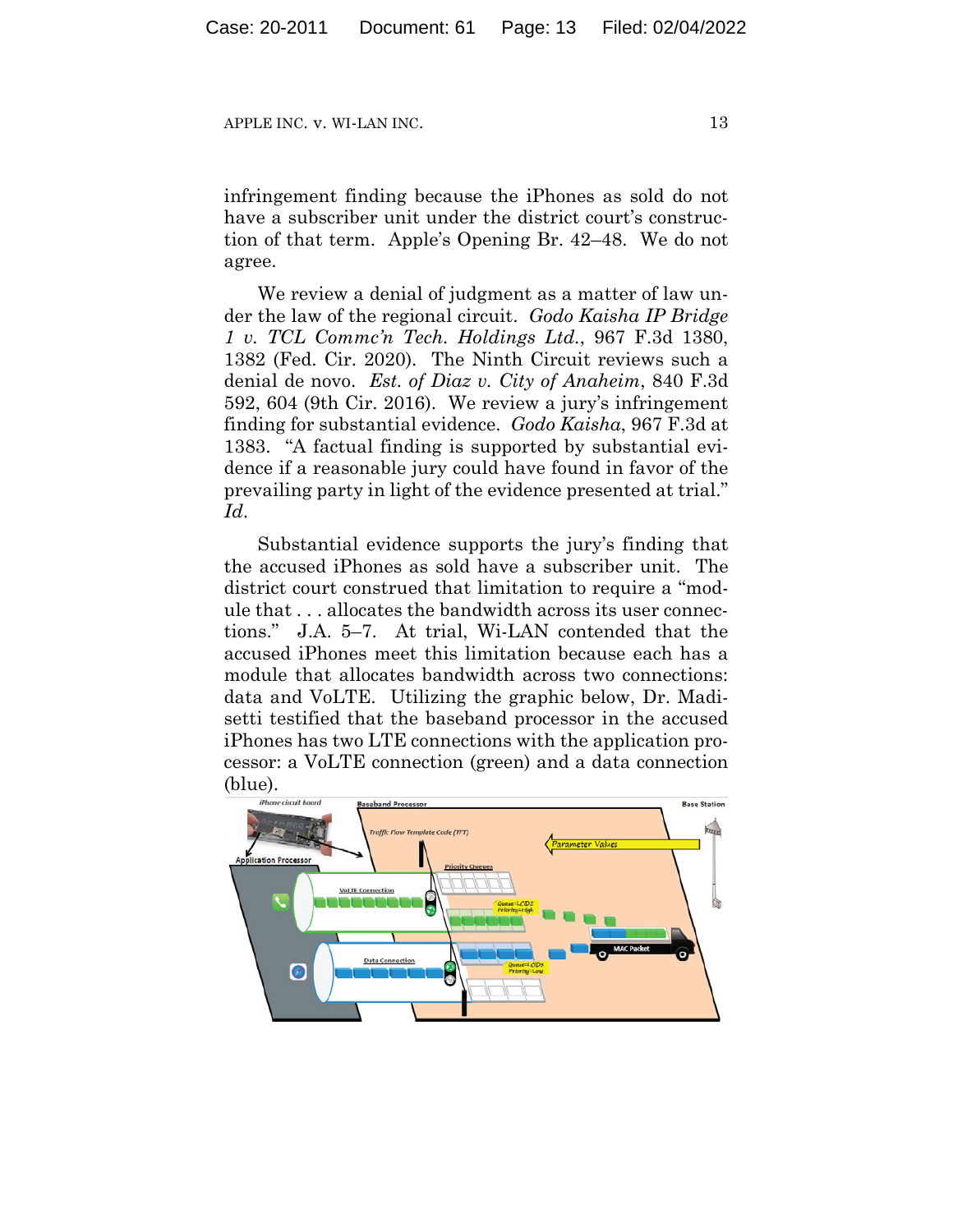infringement finding because the iPhones as sold do not have a subscriber unit under the district court's construction of that term. Apple's Opening Br. 42–48. We do not agree.

We review a denial of judgment as a matter of law under the law of the regional circuit. *Godo Kaisha IP Bridge 1 v. TCL Commc'n Tech. Holdings Ltd.*, 967 F.3d 1380, 1382 (Fed. Cir. 2020). The Ninth Circuit reviews such a denial de novo. *Est. of Diaz v. City of Anaheim*, 840 F.3d 592, 604 (9th Cir. 2016). We review a jury's infringement finding for substantial evidence. *Godo Kaisha*, 967 F.3d at 1383. "A factual finding is supported by substantial evidence if a reasonable jury could have found in favor of the prevailing party in light of the evidence presented at trial." *Id.*

Substantial evidence supports the jury's finding that the accused iPhones as sold have a subscriber unit. The district court construed that limitation to require a "module that . . . allocates the bandwidth across its user connections." J.A. 5–7. At trial, Wi-LAN contended that the accused iPhones meet this limitation because each has a module that allocates bandwidth across two connections: data and VoLTE. Utilizing the graphic below, Dr. Madisetti testified that the baseband processor in the accused iPhones has two LTE connections with the application processor: a VoLTE connection (green) and a data connection (blue).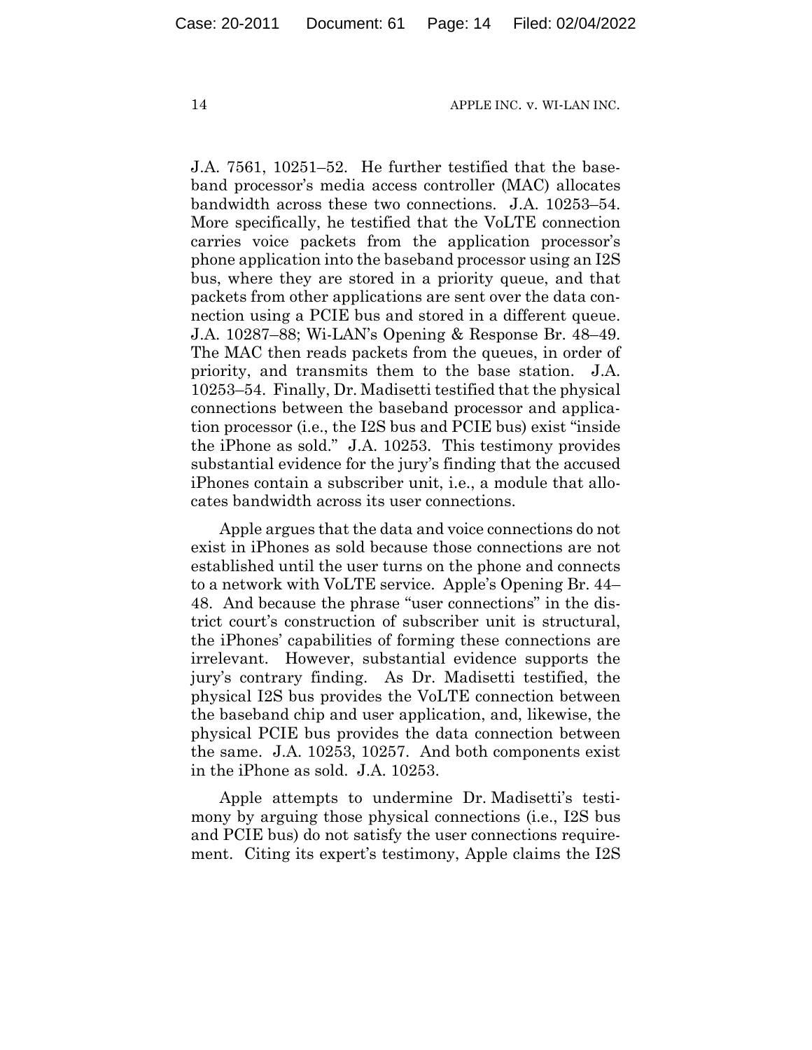J.A. 7561, 10251–52. He further testified that the baseband processor's media access controller (MAC) allocates bandwidth across these two connections. J.A. 10253–54. More specifically, he testified that the VoLTE connection carries voice packets from the application processor's phone application into the baseband processor using an I2S bus, where they are stored in a priority queue, and that packets from other applications are sent over the data connection using a PCIE bus and stored in a different queue. J.A. 10287–88; Wi-LAN's Opening & Response Br. 48–49. The MAC then reads packets from the queues, in order of priority, and transmits them to the base station. J.A. 10253–54. Finally, Dr. Madisetti testified that the physical connections between the baseband processor and application processor (i.e., the I2S bus and PCIE bus) exist "inside the iPhone as sold." J.A. 10253. This testimony provides substantial evidence for the jury's finding that the accused iPhones contain a subscriber unit, i.e., a module that allocates bandwidth across its user connections.

Apple argues that the data and voice connections do not exist in iPhones as sold because those connections are not established until the user turns on the phone and connects to a network with VoLTE service. Apple's Opening Br. 44–48. And because the phrase "user connections" in the district court's construction of subscriber unit is structural, the iPhones' capabilities of forming these connections are irrelevant. However, substantial evidence supports the jury's contrary finding. As Dr. Madisetti testified, the physical I2S bus provides the VoLTE connection between the baseband chip and user application, and, likewise, the physical PCIE bus provides the data connection between the same. J.A. 10253, 10257. And both components exist in the iPhone as sold. J.A. 10253.

Apple attempts to undermine Dr. Madisetti's testimony by arguing those physical connections (i.e., I2S bus and PCIE bus) do not satisfy the user connections requirement. Citing its expert's testimony, Apple claims the I2S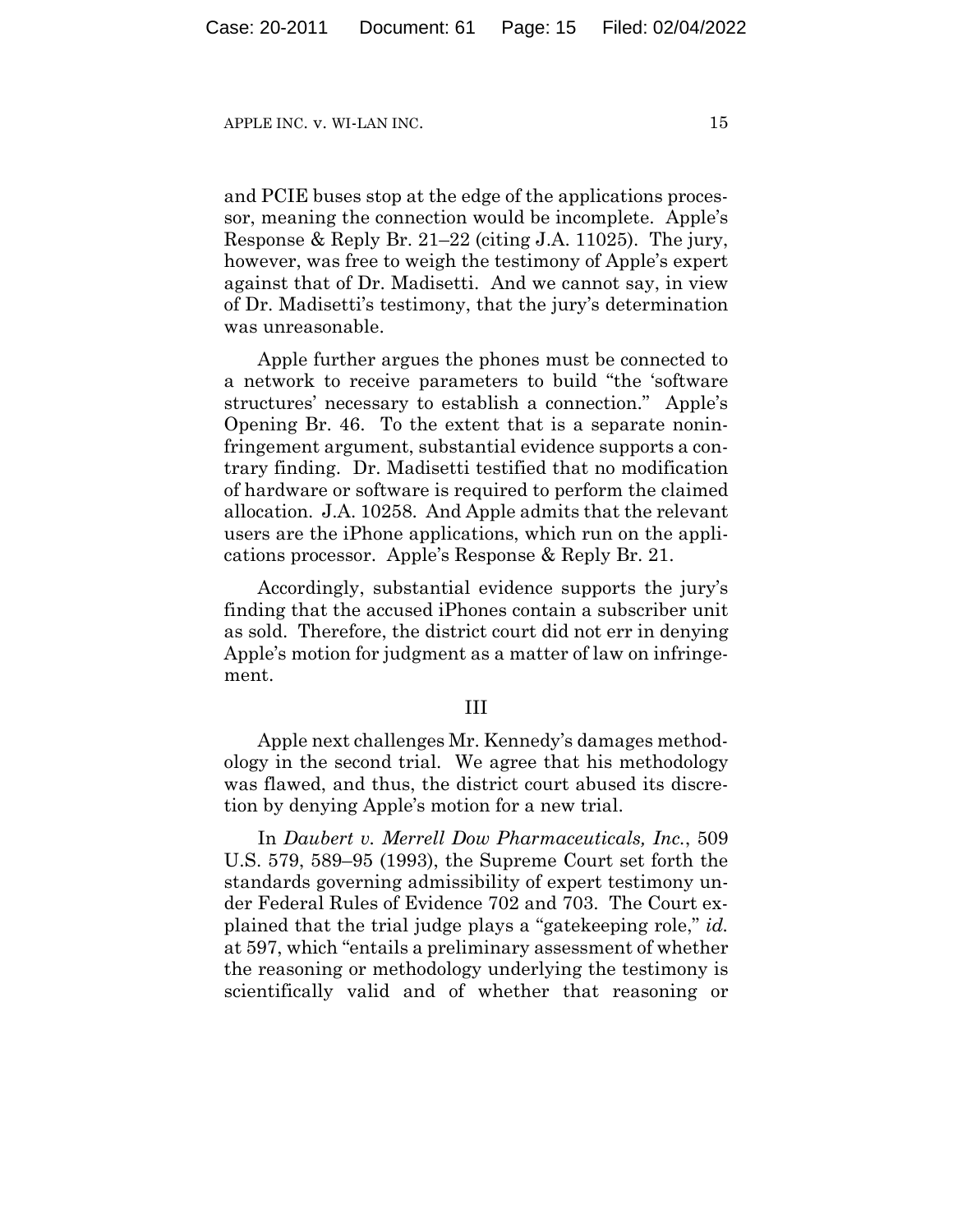and PCIE buses stop at the edge of the applications processor, meaning the connection would be incomplete. Apple's Response & Reply Br. 21–22 (citing J.A. 11025). The jury, however, was free to weigh the testimony of Apple's expert against that of Dr. Madisetti. And we cannot say, in view of Dr. Madisetti's testimony, that the jury's determination was unreasonable.

Apple further argues the phones must be connected to a network to receive parameters to build "the 'software structures' necessary to establish a connection." Apple's Opening Br. 46. To the extent that is a separate noninfringement argument, substantial evidence supports a contrary finding. Dr. Madisetti testified that no modification of hardware or software is required to perform the claimed allocation. J.A. 10258. And Apple admits that the relevant users are the iPhone applications, which run on the applications processor. Apple's Response & Reply Br. 21.

Accordingly, substantial evidence supports the jury's finding that the accused iPhones contain a subscriber unit as sold. Therefore, the district court did not err in denying Apple's motion for judgment as a matter of law on infringement.

## III

Apple next challenges Mr. Kennedy's damages methodology in the second trial. We agree that his methodology was flawed, and thus, the district court abused its discretion by denying Apple's motion for a new trial.

In *Daubert v. Merrell Dow Pharmaceuticals, Inc.*, 509 U.S. 579, 589–95 (1993), the Supreme Court set forth the standards governing admissibility of expert testimony under Federal Rules of Evidence 702 and 703. The Court explained that the trial judge plays a "gatekeeping role," *id.* at 597, which "entails a preliminary assessment of whether the reasoning or methodology underlying the testimony is scientifically valid and of whether that reasoning or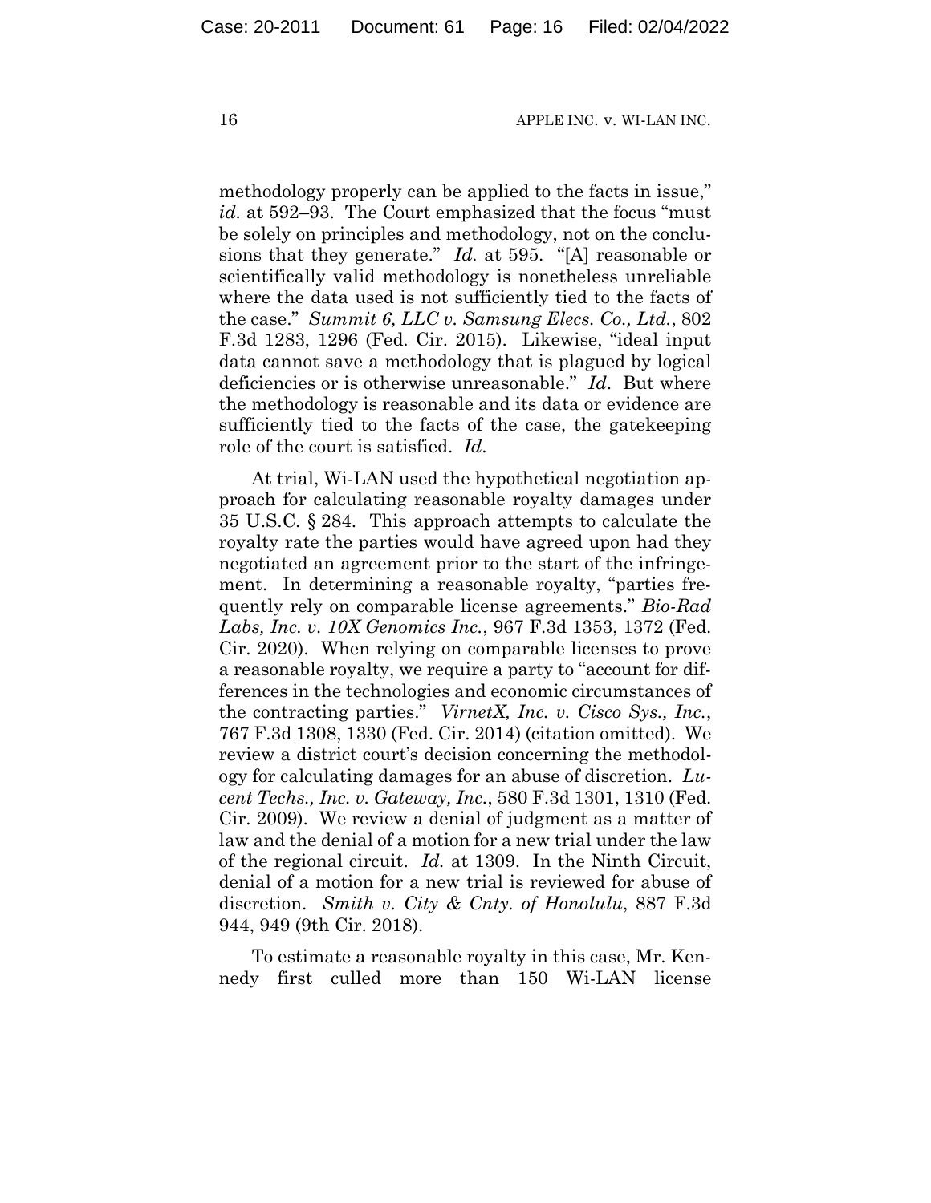methodology properly can be applied to the facts in issue," *id.* at 592–93. The Court emphasized that the focus "must be solely on principles and methodology, not on the conclusions that they generate." *Id.* at 595. "[A] reasonable or scientifically valid methodology is nonetheless unreliable where the data used is not sufficiently tied to the facts of the case." *Summit 6, LLC v. Samsung Elecs. Co., Ltd.*, 802 F.3d 1283, 1296 (Fed. Cir. 2015). Likewise, "ideal input data cannot save a methodology that is plagued by logical deficiencies or is otherwise unreasonable." *Id*. But where the methodology is reasonable and its data or evidence are sufficiently tied to the facts of the case, the gatekeeping role of the court is satisfied. *Id.*

At trial, Wi-LAN used the hypothetical negotiation approach for calculating reasonable royalty damages under 35 U.S.C. § 284. This approach attempts to calculate the royalty rate the parties would have agreed upon had they negotiated an agreement prior to the start of the infringement. In determining a reasonable royalty, "parties frequently rely on comparable license agreements." *Bio-Rad Labs, Inc. v. 10X Genomics Inc.*, 967 F.3d 1353, 1372 (Fed. Cir. 2020). When relying on comparable licenses to prove a reasonable royalty, we require a party to "account for differences in the technologies and economic circumstances of the contracting parties." *VirnetX, Inc. v. Cisco Sys., Inc.*, 767 F.3d 1308, 1330 (Fed. Cir. 2014) (citation omitted). We review a district court's decision concerning the methodology for calculating damages for an abuse of discretion. *Lucent Techs., Inc. v. Gateway, Inc.*, 580 F.3d 1301, 1310 (Fed. Cir. 2009). We review a denial of judgment as a matter of law and the denial of a motion for a new trial under the law of the regional circuit. *Id.* at 1309. In the Ninth Circuit, denial of a motion for a new trial is reviewed for abuse of discretion. *Smith v. City & Cnty. of Honolulu*, 887 F.3d 944, 949 (9th Cir. 2018).

To estimate a reasonable royalty in this case, Mr. Kennedy first culled more than 150 Wi-LAN license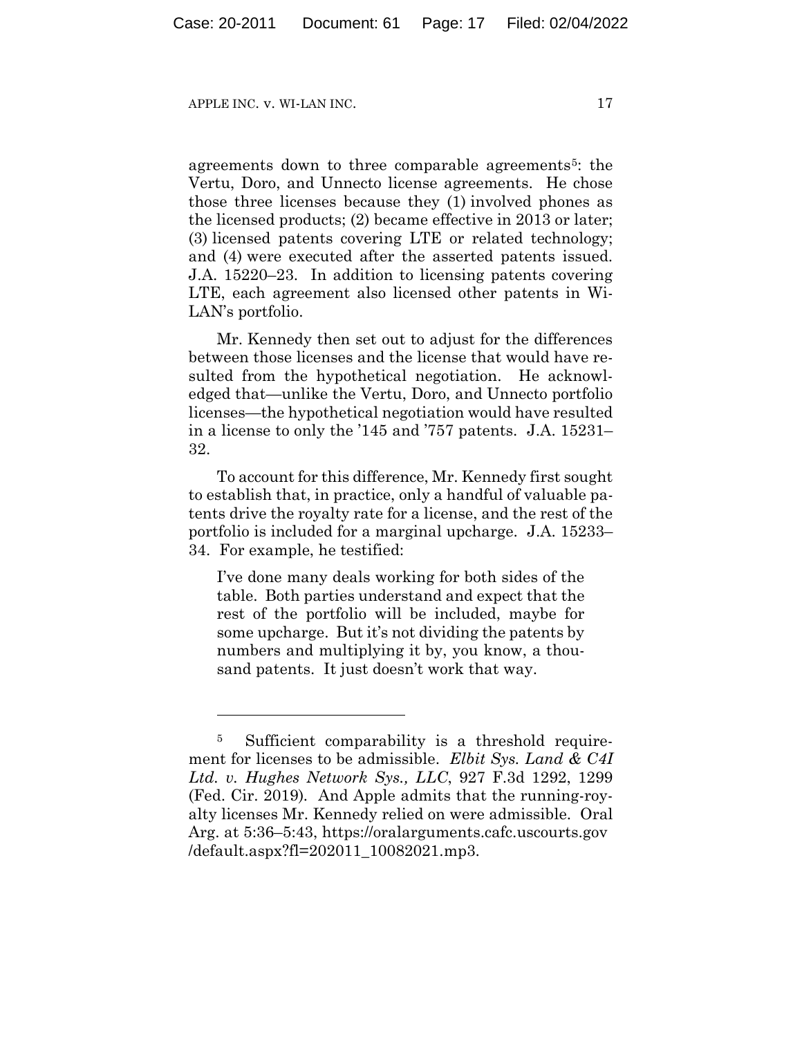agreements down to three comparable agreements[5]: the Vertu, Doro, and Unnecto license agreements. He chose those three licenses because they (1) involved phones as the licensed products; (2) became effective in 2013 or later; (3) licensed patents covering LTE or related technology; and (4) were executed after the asserted patents issued. J.A. 15220–23. In addition to licensing patents covering LTE, each agreement also licensed other patents in Wi-LAN's portfolio.

Mr. Kennedy then set out to adjust for the differences between those licenses and the license that would have resulted from the hypothetical negotiation. He acknowledged that—unlike the Vertu, Doro, and Unnecto portfolio licenses—the hypothetical negotiation would have resulted in a license to only the '145 and '757 patents. J.A. 15231–32.

To account for this difference, Mr. Kennedy first sought to establish that, in practice, only a handful of valuable patents drive the royalty rate for a license, and the rest of the portfolio is included for a marginal upcharge. J.A. 15233–34. For example, he testified:

> I've done many deals working for both sides of the table. Both parties understand and expect that the rest of the portfolio will be included, maybe for some upcharge. But it's not dividing the patents by numbers and multiplying it by, you know, a thousand patents. It just doesn't work that way.

---

[5] Sufficient comparability is a threshold requirement for licenses to be admissible. *Elbit Sys. Land & C4I Ltd. v. Hughes Network Sys., LLC*, 927 F.3d 1292, 1299 (Fed. Cir. 2019). And Apple admits that the running-royalty licenses Mr. Kennedy relied on were admissible. Oral Arg. at 5:36–5:43, https://oralarguments.cafc.uscourts.gov/default.aspx?fl=202011_10082021.mp3.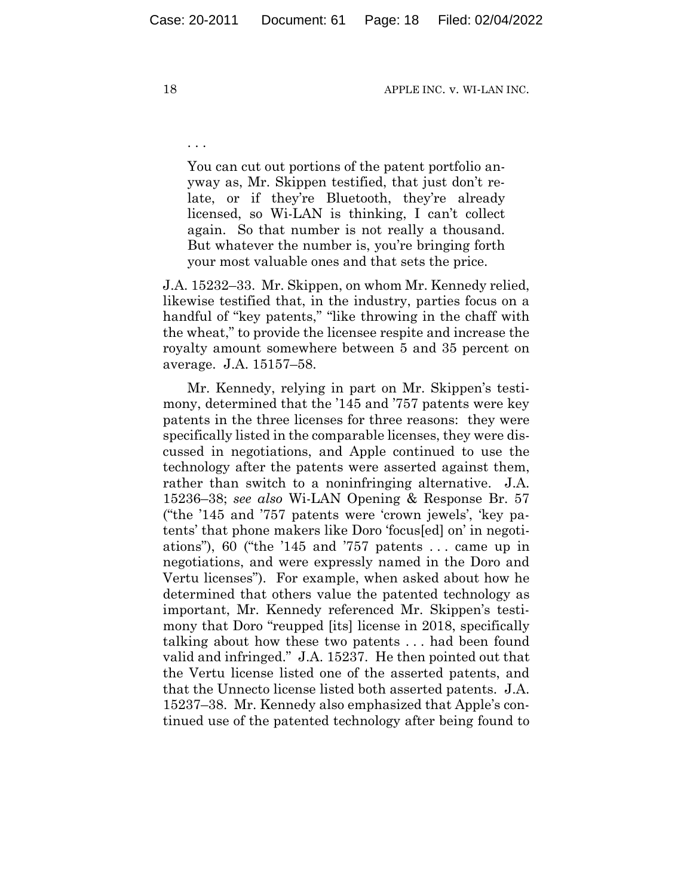> . . .
>
> You can cut out portions of the patent portfolio anyway as, Mr. Skippen testified, that just don't relate, or if they're Bluetooth, they're already licensed, so Wi-LAN is thinking, I can't collect again. So that number is not really a thousand. But whatever the number is, you're bringing forth your most valuable ones and that sets the price.

J.A. 15232–33. Mr. Skippen, on whom Mr. Kennedy relied, likewise testified that, in the industry, parties focus on a handful of "key patents," "like throwing in the chaff with the wheat," to provide the licensee respite and increase the royalty amount somewhere between 5 and 35 percent on average. J.A. 15157–58.

Mr. Kennedy, relying in part on Mr. Skippen's testimony, determined that the '145 and '757 patents were key patents in the three licenses for three reasons: they were specifically listed in the comparable licenses, they were discussed in negotiations, and Apple continued to use the technology after the patents were asserted against them, rather than switch to a noninfringing alternative. J.A. 15236–38; *see also* Wi-LAN Opening & Response Br. 57 ("the '145 and '757 patents were 'crown jewels', 'key patents' that phone makers like Doro 'focus[ed] on' in negotiations"), 60 ("the '145 and '757 patents . . . came up in negotiations, and were expressly named in the Doro and Vertu licenses"). For example, when asked about how he determined that others value the patented technology as important, Mr. Kennedy referenced Mr. Skippen's testimony that Doro "reupped [its] license in 2018, specifically talking about how these two patents . . . had been found valid and infringed." J.A. 15237. He then pointed out that the Vertu license listed one of the asserted patents, and that the Unnecto license listed both asserted patents. J.A. 15237–38. Mr. Kennedy also emphasized that Apple's continued use of the patented technology after being found to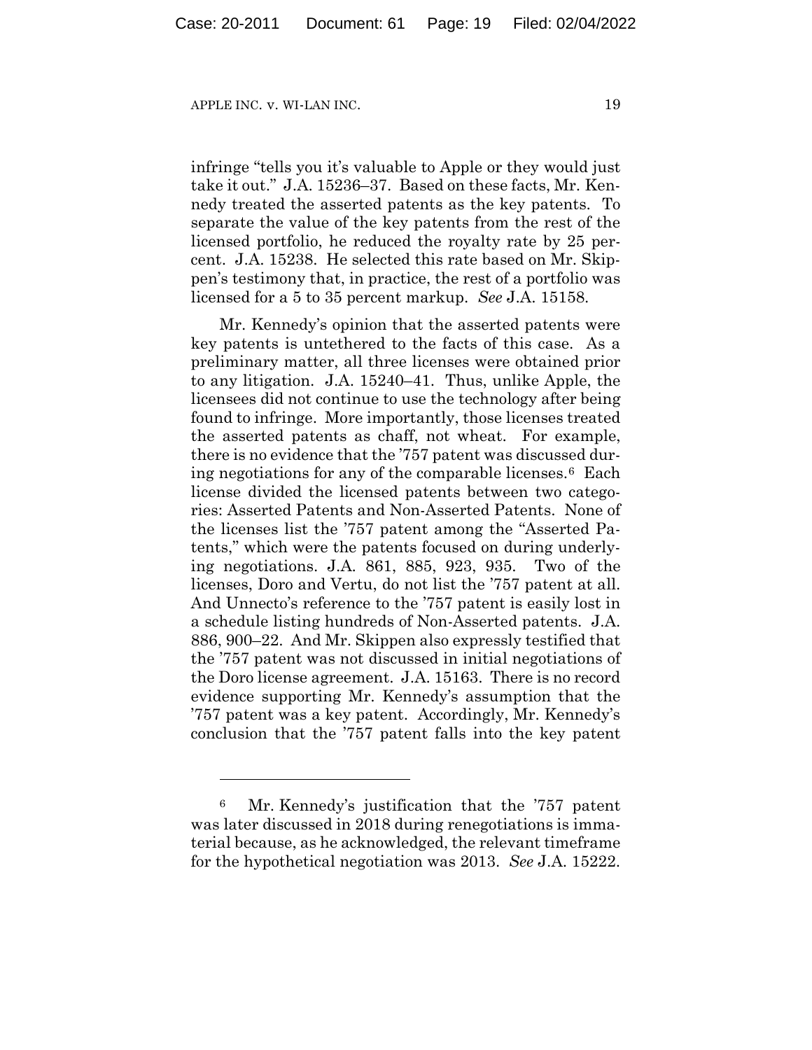infringe "tells you it's valuable to Apple or they would just take it out." J.A. 15236–37. Based on these facts, Mr. Kennedy treated the asserted patents as the key patents. To separate the value of the key patents from the rest of the licensed portfolio, he reduced the royalty rate by 25 percent. J.A. 15238. He selected this rate based on Mr. Skippen's testimony that, in practice, the rest of a portfolio was licensed for a 5 to 35 percent markup. *See* J.A. 15158.

Mr. Kennedy's opinion that the asserted patents were key patents is untethered to the facts of this case. As a preliminary matter, all three licenses were obtained prior to any litigation. J.A. 15240–41. Thus, unlike Apple, the licensees did not continue to use the technology after being found to infringe. More importantly, those licenses treated the asserted patents as chaff, not wheat. For example, there is no evidence that the '757 patent was discussed during negotiations for any of the comparable licenses.[6] Each license divided the licensed patents between two categories: Asserted Patents and Non-Asserted Patents. None of the licenses list the '757 patent among the "Asserted Patents," which were the patents focused on during underlying negotiations. J.A. 861, 885, 923, 935. Two of the licenses, Doro and Vertu, do not list the '757 patent at all. And Unnecto's reference to the '757 patent is easily lost in a schedule listing hundreds of Non-Asserted patents. J.A. 886, 900–22. And Mr. Skippen also expressly testified that the '757 patent was not discussed in initial negotiations of the Doro license agreement. J.A. 15163. There is no record evidence supporting Mr. Kennedy's assumption that the '757 patent was a key patent. Accordingly, Mr. Kennedy's conclusion that the '757 patent falls into the key patent

---

[6] Mr. Kennedy's justification that the '757 patent was later discussed in 2018 during renegotiations is immaterial because, as he acknowledged, the relevant timeframe for the hypothetical negotiation was 2013. *See* J.A. 15222.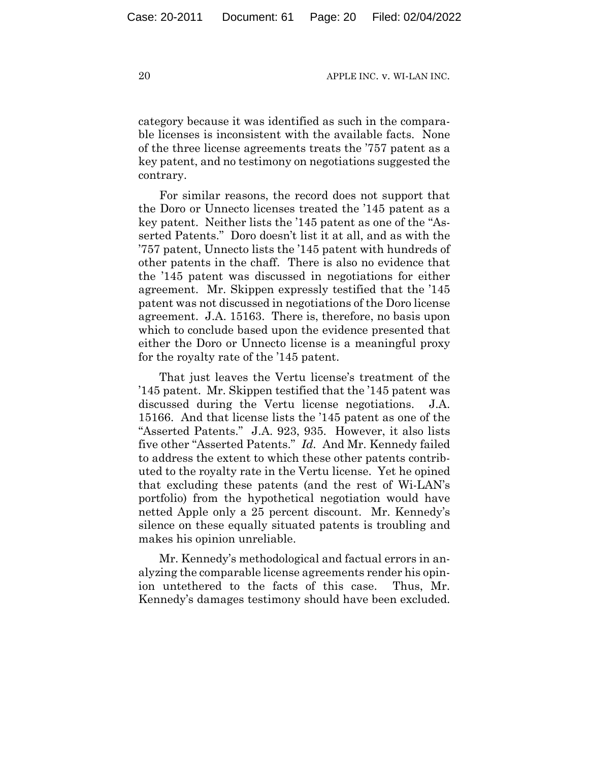category because it was identified as such in the comparable licenses is inconsistent with the available facts. None of the three license agreements treats the '757 patent as a key patent, and no testimony on negotiations suggested the contrary.

For similar reasons, the record does not support that the Doro or Unnecto licenses treated the '145 patent as a key patent. Neither lists the '145 patent as one of the "Asserted Patents." Doro doesn't list it at all, and as with the '757 patent, Unnecto lists the '145 patent with hundreds of other patents in the chaff. There is also no evidence that the '145 patent was discussed in negotiations for either agreement. Mr. Skippen expressly testified that the '145 patent was not discussed in negotiations of the Doro license agreement. J.A. 15163. There is, therefore, no basis upon which to conclude based upon the evidence presented that either the Doro or Unnecto license is a meaningful proxy for the royalty rate of the '145 patent.

That just leaves the Vertu license's treatment of the '145 patent. Mr. Skippen testified that the '145 patent was discussed during the Vertu license negotiations. J.A. 15166. And that license lists the '145 patent as one of the "Asserted Patents." J.A. 923, 935. However, it also lists five other "Asserted Patents." *Id.* And Mr. Kennedy failed to address the extent to which these other patents contributed to the royalty rate in the Vertu license. Yet he opined that excluding these patents (and the rest of Wi-LAN's portfolio) from the hypothetical negotiation would have netted Apple only a 25 percent discount. Mr. Kennedy's silence on these equally situated patents is troubling and makes his opinion unreliable.

Mr. Kennedy's methodological and factual errors in analyzing the comparable license agreements render his opinion untethered to the facts of this case. Thus, Mr. Kennedy's damages testimony should have been excluded.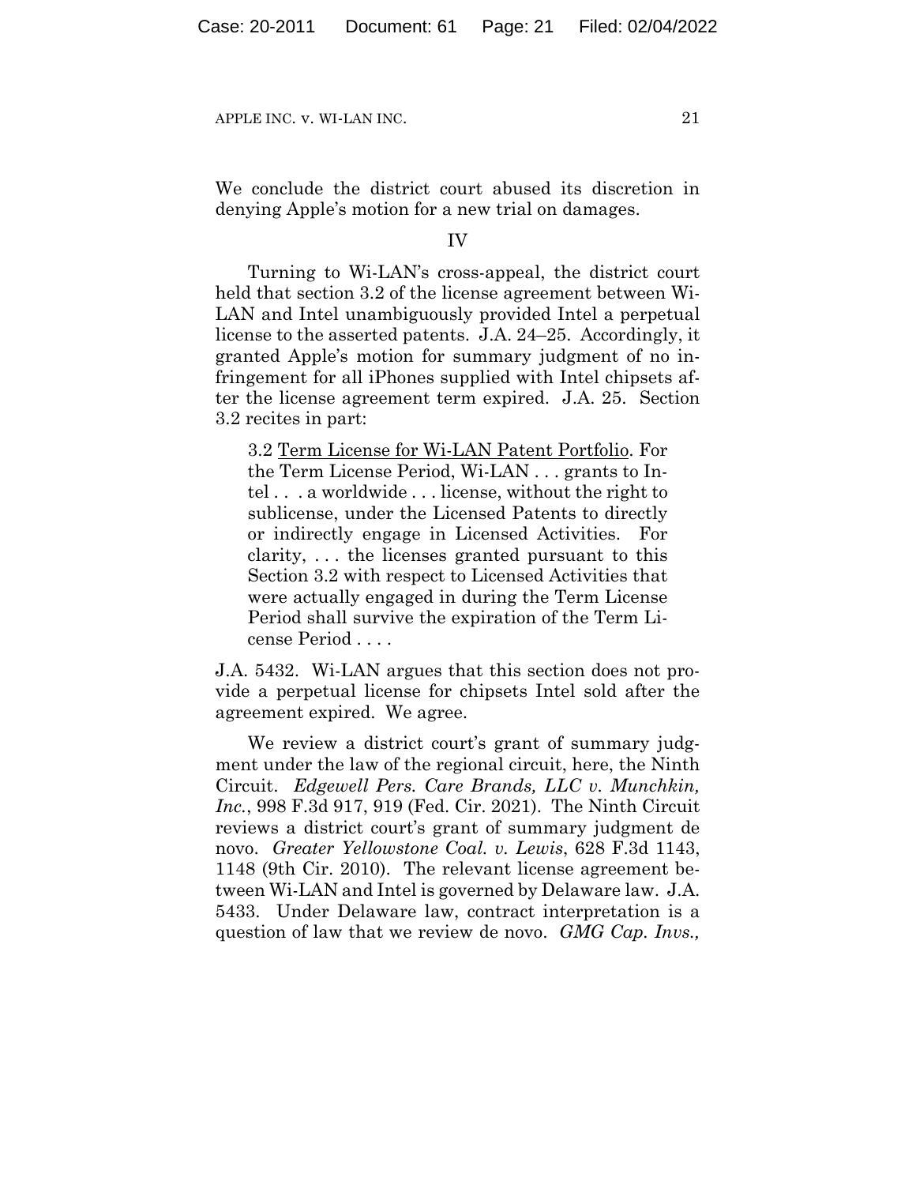We conclude the district court abused its discretion in denying Apple's motion for a new trial on damages.

IV

Turning to Wi-LAN's cross-appeal, the district court held that section 3.2 of the license agreement between Wi-LAN and Intel unambiguously provided Intel a perpetual license to the asserted patents. J.A. 24–25. Accordingly, it granted Apple's motion for summary judgment of no infringement for all iPhones supplied with Intel chipsets after the license agreement term expired. J.A. 25. Section 3.2 recites in part:

> 3.2 Term License for Wi-LAN Patent Portfolio. For the Term License Period, Wi-LAN . . . grants to Intel . . . a worldwide . . . license, without the right to sublicense, under the Licensed Patents to directly or indirectly engage in Licensed Activities. For clarity, . . . the licenses granted pursuant to this Section 3.2 with respect to Licensed Activities that were actually engaged in during the Term License Period shall survive the expiration of the Term License Period . . . .

J.A. 5432. Wi-LAN argues that this section does not provide a perpetual license for chipsets Intel sold after the agreement expired. We agree.

We review a district court's grant of summary judgment under the law of the regional circuit, here, the Ninth Circuit. *Edgewell Pers. Care Brands, LLC v. Munchkin, Inc.*, 998 F.3d 917, 919 (Fed. Cir. 2021). The Ninth Circuit reviews a district court's grant of summary judgment de novo. *Greater Yellowstone Coal. v. Lewis*, 628 F.3d 1143, 1148 (9th Cir. 2010). The relevant license agreement between Wi-LAN and Intel is governed by Delaware law. J.A. 5433. Under Delaware law, contract interpretation is a question of law that we review de novo. *GMG Cap. Invs.,*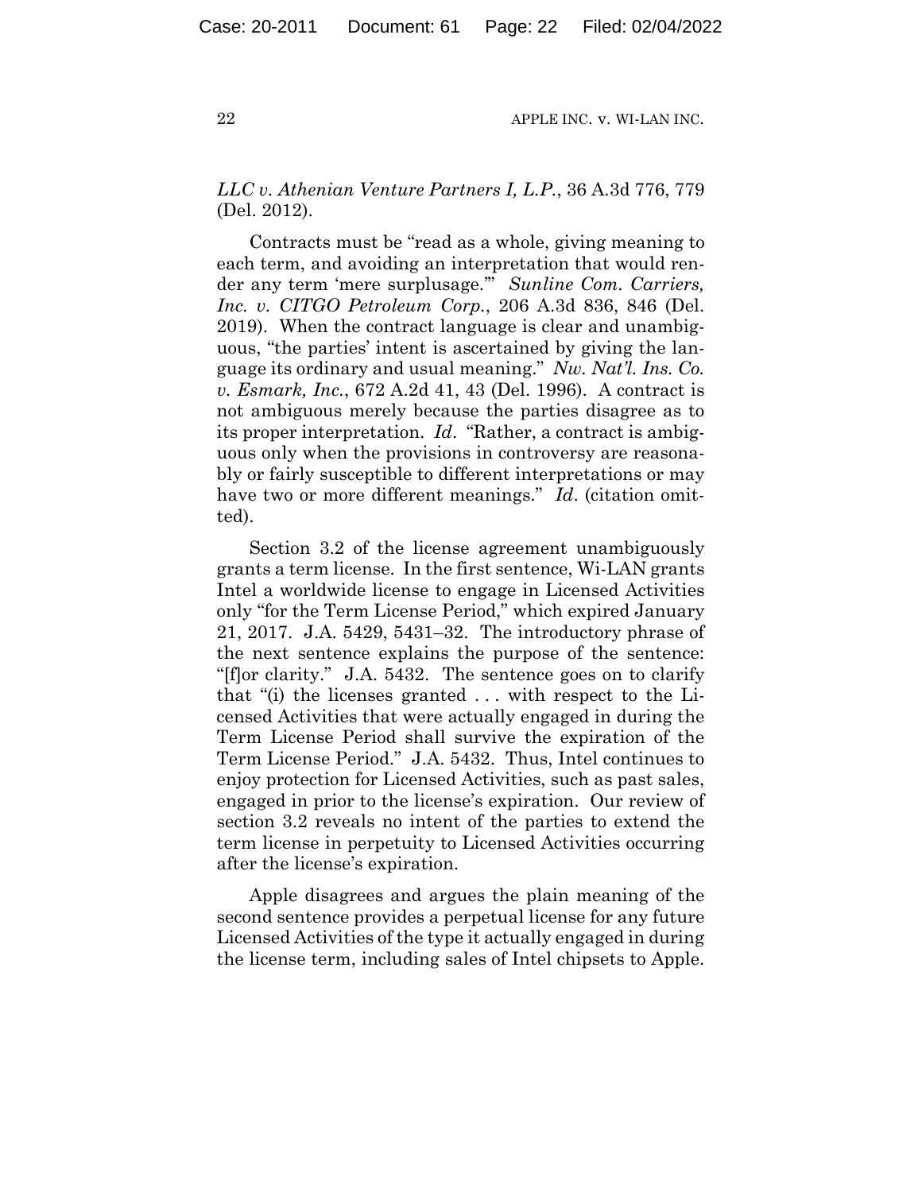*LLC v. Athenian Venture Partners I, L.P.*, 36 A.3d 776, 779 (Del. 2012).

Contracts must be "read as a whole, giving meaning to each term, and avoiding an interpretation that would render any term 'mere surplusage.'" *Sunline Com. Carriers, Inc. v. CITGO Petroleum Corp.*, 206 A.3d 836, 846 (Del. 2019). When the contract language is clear and unambiguous, "the parties' intent is ascertained by giving the language its ordinary and usual meaning." *Nw. Nat'l. Ins. Co. v. Esmark, Inc.*, 672 A.2d 41, 43 (Del. 1996). A contract is not ambiguous merely because the parties disagree as to its proper interpretation. *Id*. "Rather, a contract is ambiguous only when the provisions in controversy are reasonably or fairly susceptible to different interpretations or may have two or more different meanings." *Id*. (citation omitted).

Section 3.2 of the license agreement unambiguously grants a term license. In the first sentence, Wi-LAN grants Intel a worldwide license to engage in Licensed Activities only "for the Term License Period," which expired January 21, 2017. J.A. 5429, 5431–32. The introductory phrase of the next sentence explains the purpose of the sentence: "[f]or clarity." J.A. 5432. The sentence goes on to clarify that "(i) the licenses granted . . . with respect to the Licensed Activities that were actually engaged in during the Term License Period shall survive the expiration of the Term License Period." J.A. 5432. Thus, Intel continues to enjoy protection for Licensed Activities, such as past sales, engaged in prior to the license's expiration. Our review of section 3.2 reveals no intent of the parties to extend the term license in perpetuity to Licensed Activities occurring after the license's expiration.

Apple disagrees and argues the plain meaning of the second sentence provides a perpetual license for any future Licensed Activities of the type it actually engaged in during the license term, including sales of Intel chipsets to Apple.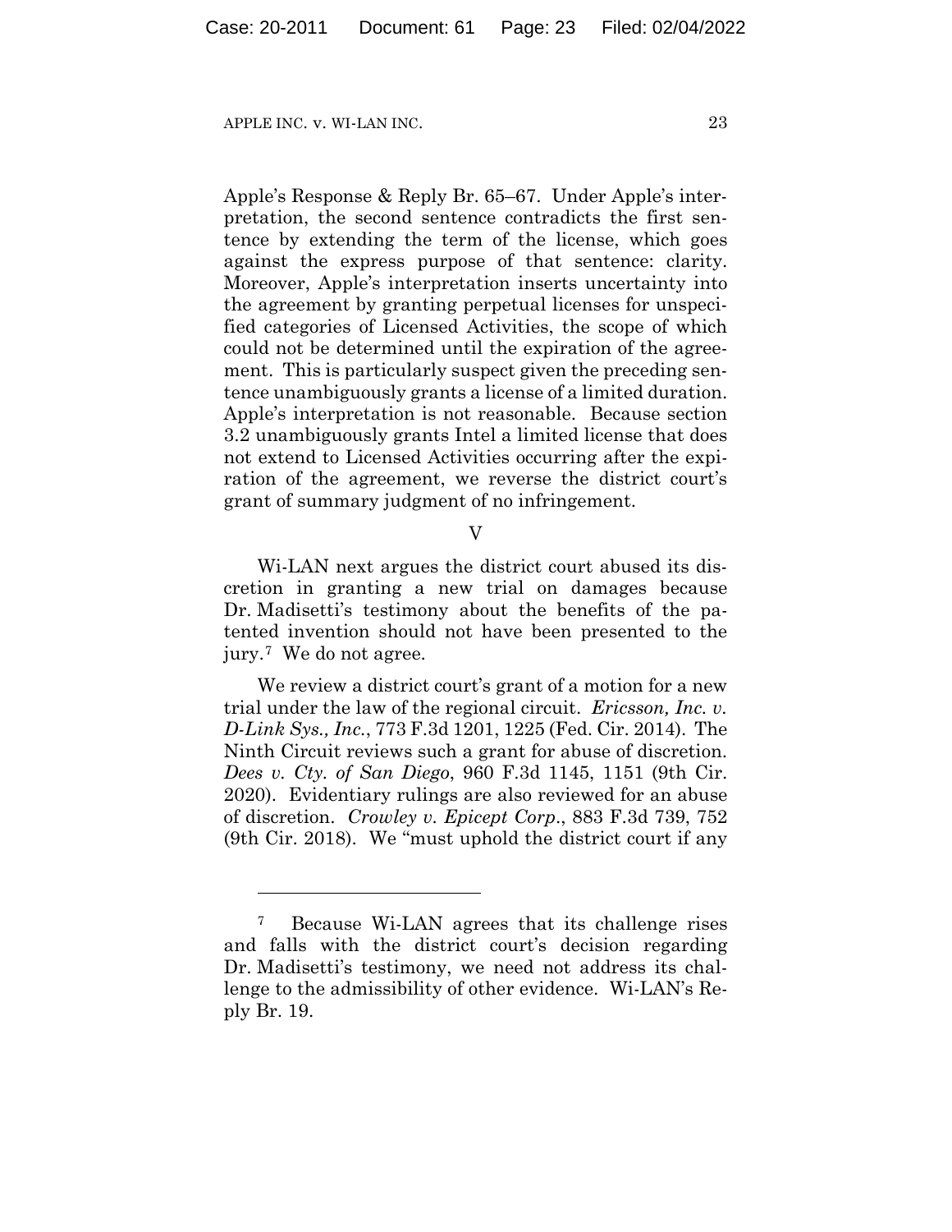Apple's Response & Reply Br. 65–67. Under Apple's interpretation, the second sentence contradicts the first sentence by extending the term of the license, which goes against the express purpose of that sentence: clarity. Moreover, Apple's interpretation inserts uncertainty into the agreement by granting perpetual licenses for unspecified categories of Licensed Activities, the scope of which could not be determined until the expiration of the agreement. This is particularly suspect given the preceding sentence unambiguously grants a license of a limited duration. Apple's interpretation is not reasonable. Because section 3.2 unambiguously grants Intel a limited license that does not extend to Licensed Activities occurring after the expiration of the agreement, we reverse the district court's grant of summary judgment of no infringement.

V

Wi-LAN next argues the district court abused its discretion in granting a new trial on damages because Dr. Madisetti's testimony about the benefits of the patented invention should not have been presented to the jury.[7] We do not agree.

We review a district court's grant of a motion for a new trial under the law of the regional circuit. *Ericsson, Inc. v. D-Link Sys., Inc.*, 773 F.3d 1201, 1225 (Fed. Cir. 2014). The Ninth Circuit reviews such a grant for abuse of discretion. *Dees v. Cty. of San Diego*, 960 F.3d 1145, 1151 (9th Cir. 2020). Evidentiary rulings are also reviewed for an abuse of discretion. *Crowley v. Epicept Corp.*, 883 F.3d 739, 752 (9th Cir. 2018). We "must uphold the district court if any

---

[7] Because Wi-LAN agrees that its challenge rises and falls with the district court's decision regarding Dr. Madisetti's testimony, we need not address its challenge to the admissibility of other evidence. Wi-LAN's Reply Br. 19.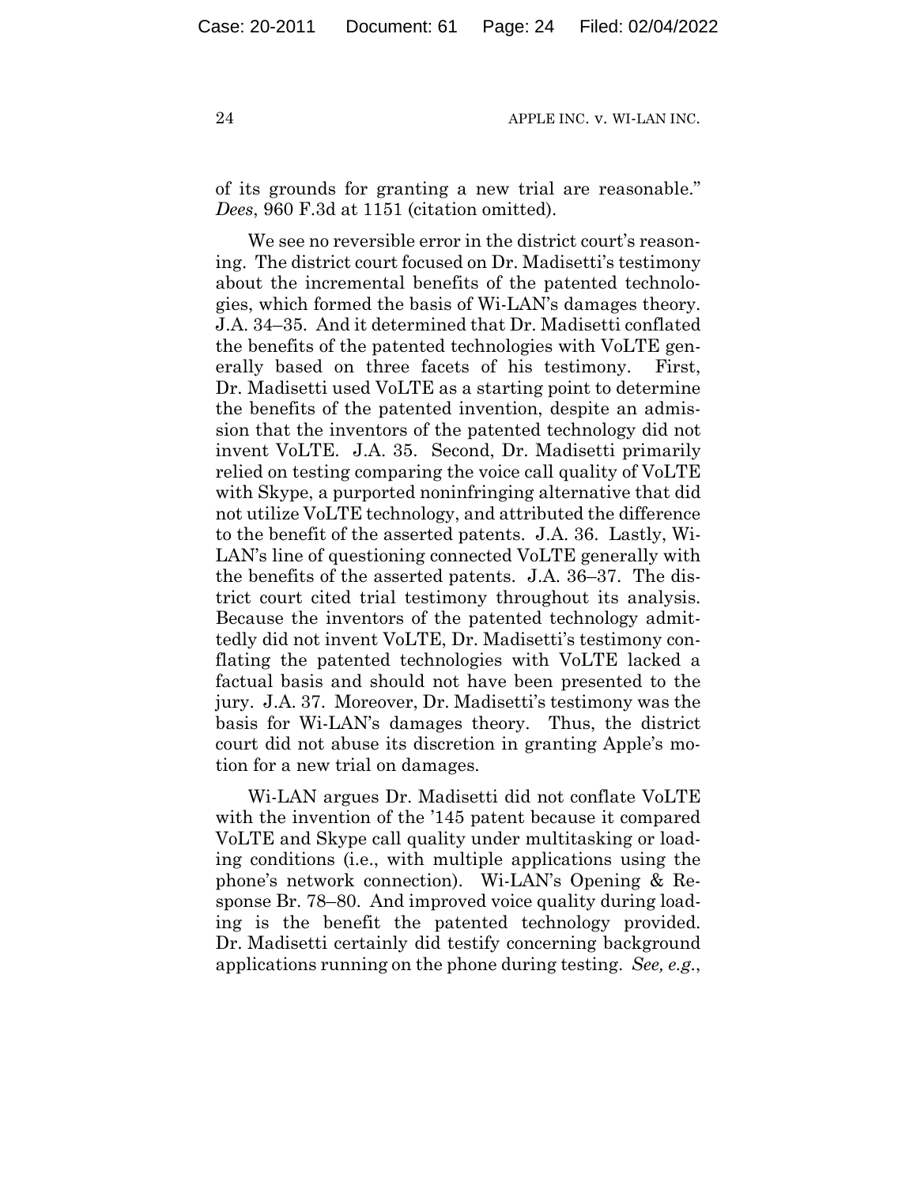of its grounds for granting a new trial are reasonable." *Dees*, 960 F.3d at 1151 (citation omitted).

We see no reversible error in the district court's reasoning. The district court focused on Dr. Madisetti's testimony about the incremental benefits of the patented technologies, which formed the basis of Wi-LAN's damages theory. J.A. 34–35. And it determined that Dr. Madisetti conflated the benefits of the patented technologies with VoLTE generally based on three facets of his testimony. First, Dr. Madisetti used VoLTE as a starting point to determine the benefits of the patented invention, despite an admission that the inventors of the patented technology did not invent VoLTE. J.A. 35. Second, Dr. Madisetti primarily relied on testing comparing the voice call quality of VoLTE with Skype, a purported noninfringing alternative that did not utilize VoLTE technology, and attributed the difference to the benefit of the asserted patents. J.A. 36. Lastly, Wi-LAN's line of questioning connected VoLTE generally with the benefits of the asserted patents. J.A. 36–37. The district court cited trial testimony throughout its analysis. Because the inventors of the patented technology admittedly did not invent VoLTE, Dr. Madisetti's testimony conflating the patented technologies with VoLTE lacked a factual basis and should not have been presented to the jury. J.A. 37. Moreover, Dr. Madisetti's testimony was the basis for Wi-LAN's damages theory. Thus, the district court did not abuse its discretion in granting Apple's motion for a new trial on damages.

Wi-LAN argues Dr. Madisetti did not conflate VoLTE with the invention of the '145 patent because it compared VoLTE and Skype call quality under multitasking or loading conditions (i.e., with multiple applications using the phone's network connection). Wi-LAN's Opening & Response Br. 78–80. And improved voice quality during loading is the benefit the patented technology provided. Dr. Madisetti certainly did testify concerning background applications running on the phone during testing. *See, e.g.*,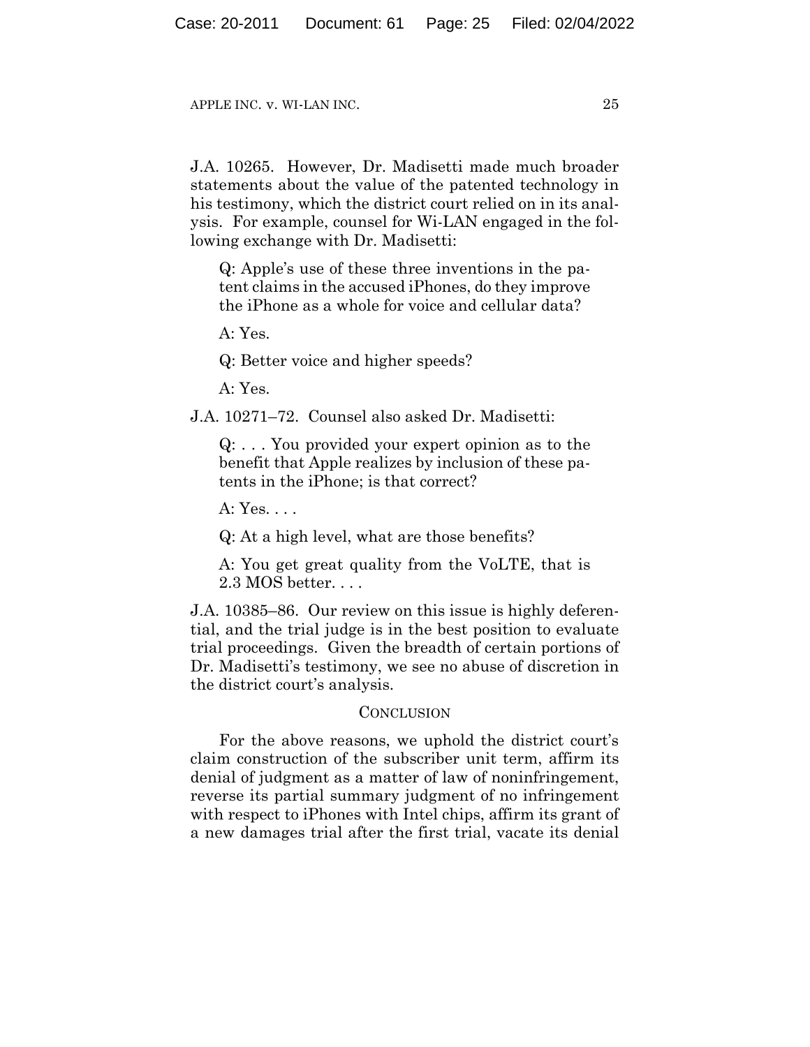J.A. 10265. However, Dr. Madisetti made much broader statements about the value of the patented technology in his testimony, which the district court relied on in its analysis. For example, counsel for Wi-LAN engaged in the following exchange with Dr. Madisetti:

> Q: Apple's use of these three inventions in the patent claims in the accused iPhones, do they improve the iPhone as a whole for voice and cellular data?
>
> A: Yes.
>
> Q: Better voice and higher speeds?
>
> A: Yes.

J.A. 10271–72. Counsel also asked Dr. Madisetti:

> Q: . . . You provided your expert opinion as to the benefit that Apple realizes by inclusion of these patents in the iPhone; is that correct?
>
> A: Yes. . . .
>
> Q: At a high level, what are those benefits?
>
> A: You get great quality from the VoLTE, that is 2.3 MOS better. . . .

J.A. 10385–86. Our review on this issue is highly deferential, and the trial judge is in the best position to evaluate trial proceedings. Given the breadth of certain portions of Dr. Madisetti's testimony, we see no abuse of discretion in the district court's analysis.

## CONCLUSION

For the above reasons, we uphold the district court's claim construction of the subscriber unit term, affirm its denial of judgment as a matter of law of noninfringement, reverse its partial summary judgment of no infringement with respect to iPhones with Intel chips, affirm its grant of a new damages trial after the first trial, vacate its denial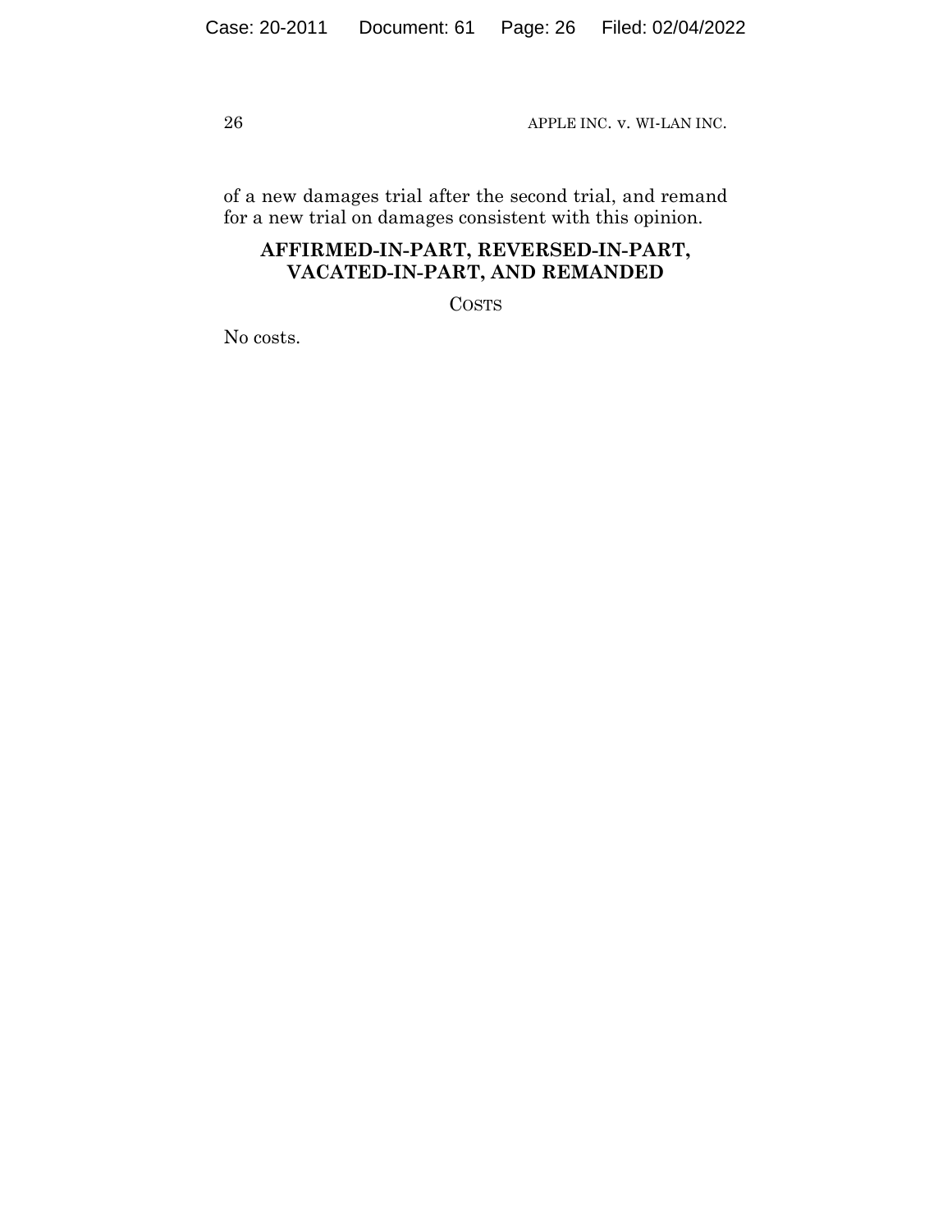of a new damages trial after the second trial, and remand for a new trial on damages consistent with this opinion.

**AFFIRMED-IN-PART, REVERSED-IN-PART, VACATED-IN-PART, AND REMANDED**

COSTS

No costs.